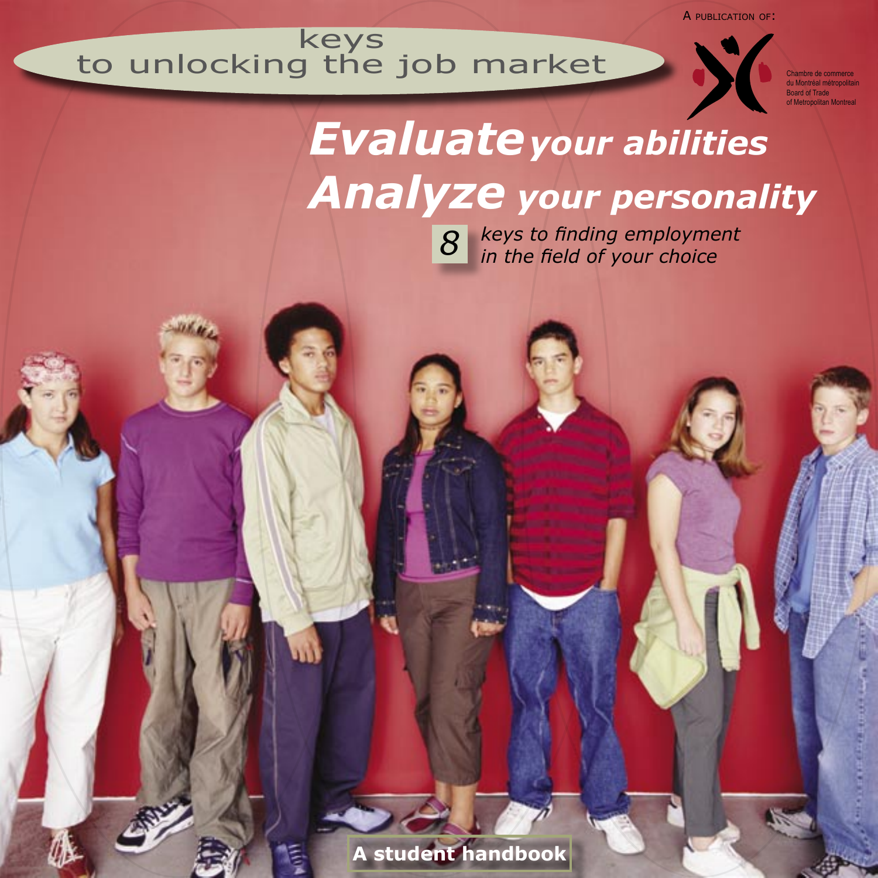keys to unlocking the job market

A publication of:

Chambre de commerce du Montréal métropolitain
Board of Trade of Metropolitan Montreal

# *Evaluate your abilities*
# *Analyze your personality*

*8 keys to finding employment in the field of your choice*

**A student handbook**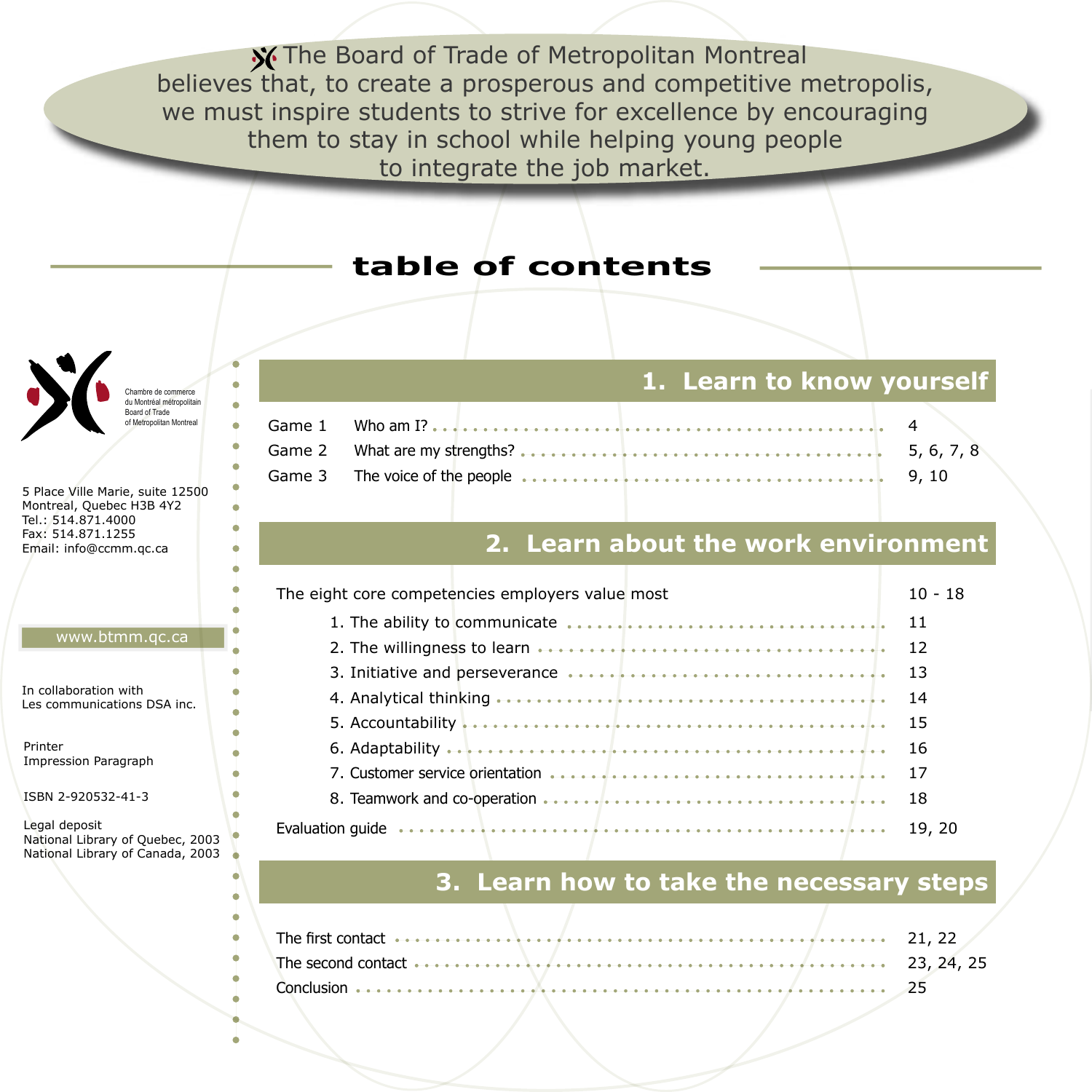The Board of Trade of Metropolitan Montreal believes that, to create a prosperous and competitive metropolis, we must inspire students to strive for excellence by encouraging them to stay in school while helping young people to integrate the job market.

# table of contents

Chambre de commerce du Montréal métropolitain
Board of Trade of Metropolitan Montreal

5 Place Ville Marie, suite 12500
Montreal, Quebec H3B 4Y2
Tel.: 514.871.4000
Fax: 514.871.1255
Email: info@ccmm.qc.ca

www.btmm.qc.ca

In collaboration with
Les communications DSA inc.

Printer
Impression Paragraph

ISBN 2-920532-41-3

Legal deposit
National Library of Quebec, 2003
National Library of Canada, 2003

## 1. Learn to know yourself

| | | |
|---|---|---|
| Game 1 | Who am I? | 4 |
| Game 2 | What are my strengths? | 5, 6, 7, 8 |
| Game 3 | The voice of the people | 9, 10 |

## 2. Learn about the work environment

| | |
|---|---|
| The eight core competencies employers value most | 10 - 18 |
| 1. The ability to communicate | 11 |
| 2. The willingness to learn | 12 |
| 3. Initiative and perseverance | 13 |
| 4. Analytical thinking | 14 |
| 5. Accountability | 15 |
| 6. Adaptability | 16 |
| 7. Customer service orientation | 17 |
| 8. Teamwork and co-operation | 18 |
| Evaluation guide | 19, 20 |

## 3. Learn how to take the necessary steps

| | |
|---|---|
| The first contact | 21, 22 |
| The second contact | 23, 24, 25 |
| Conclusion | 25 |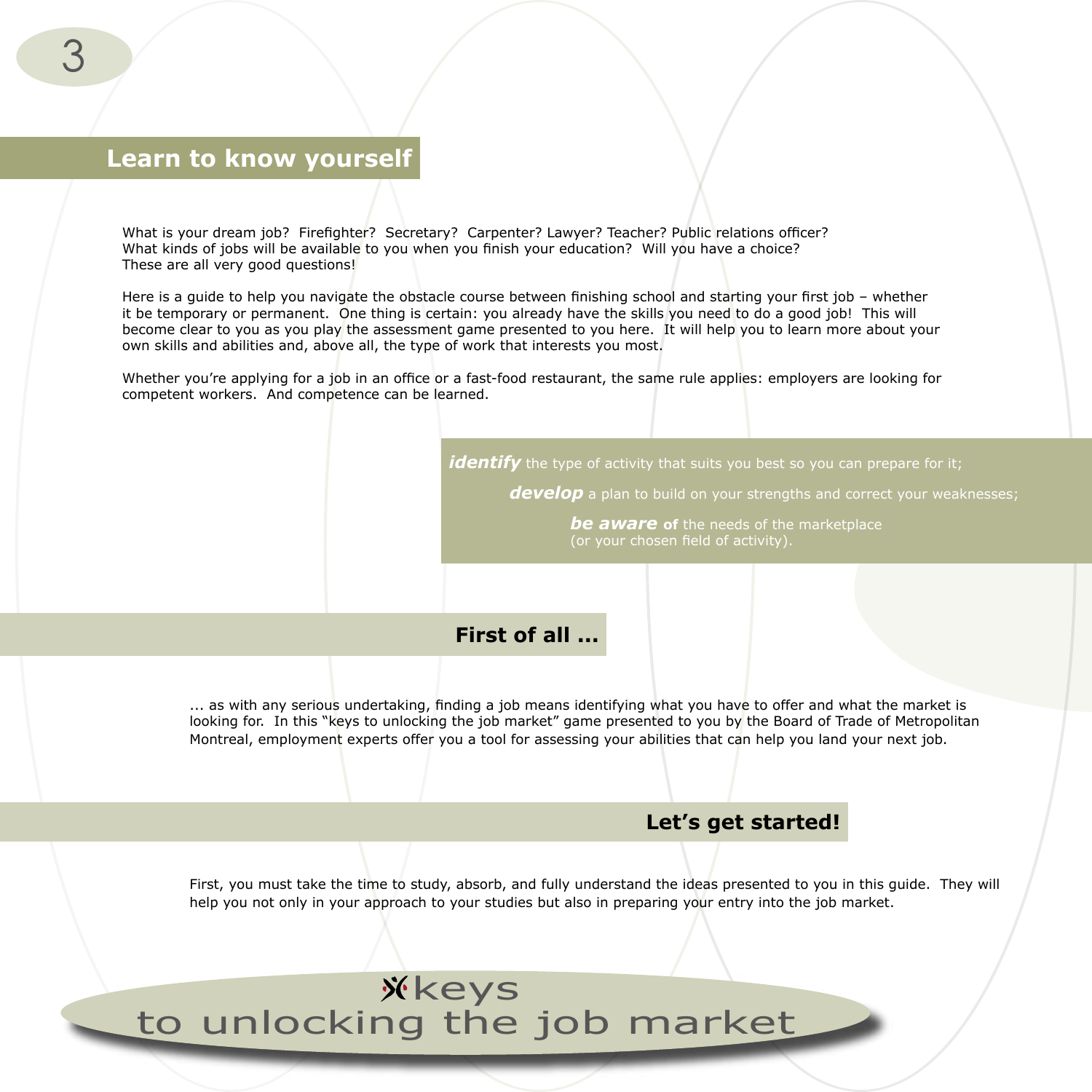## Learn to know yourself

What is your dream job? Firefighter? Secretary? Carpenter? Lawyer? Teacher? Public relations officer? What kinds of jobs will be available to you when you finish your education? Will you have a choice? These are all very good questions!

Here is a guide to help you navigate the obstacle course between finishing school and starting your first job – whether it be temporary or permanent. One thing is certain: you already have the skills you need to do a good job! This will become clear to you as you play the assessment game presented to you here. It will help you to learn more about your own skills and abilities and, above all, the type of work that interests you most.

Whether you're applying for a job in an office or a fast-food restaurant, the same rule applies: employers are looking for competent workers. And competence can be learned.

***identify*** the type of activity that suits you best so you can prepare for it;

***develop*** a plan to build on your strengths and correct your weaknesses;

***be aware*** **of** the needs of the marketplace (or your chosen field of activity).

## First of all ...

... as with any serious undertaking, finding a job means identifying what you have to offer and what the market is looking for. In this "keys to unlocking the job market" game presented to you by the Board of Trade of Metropolitan Montreal, employment experts offer you a tool for assessing your abilities that can help you land your next job.

## Let's get started!

First, you must take the time to study, absorb, and fully understand the ideas presented to you in this guide. They will help you not only in your approach to your studies but also in preparing your entry into the job market.

keys to unlocking the job market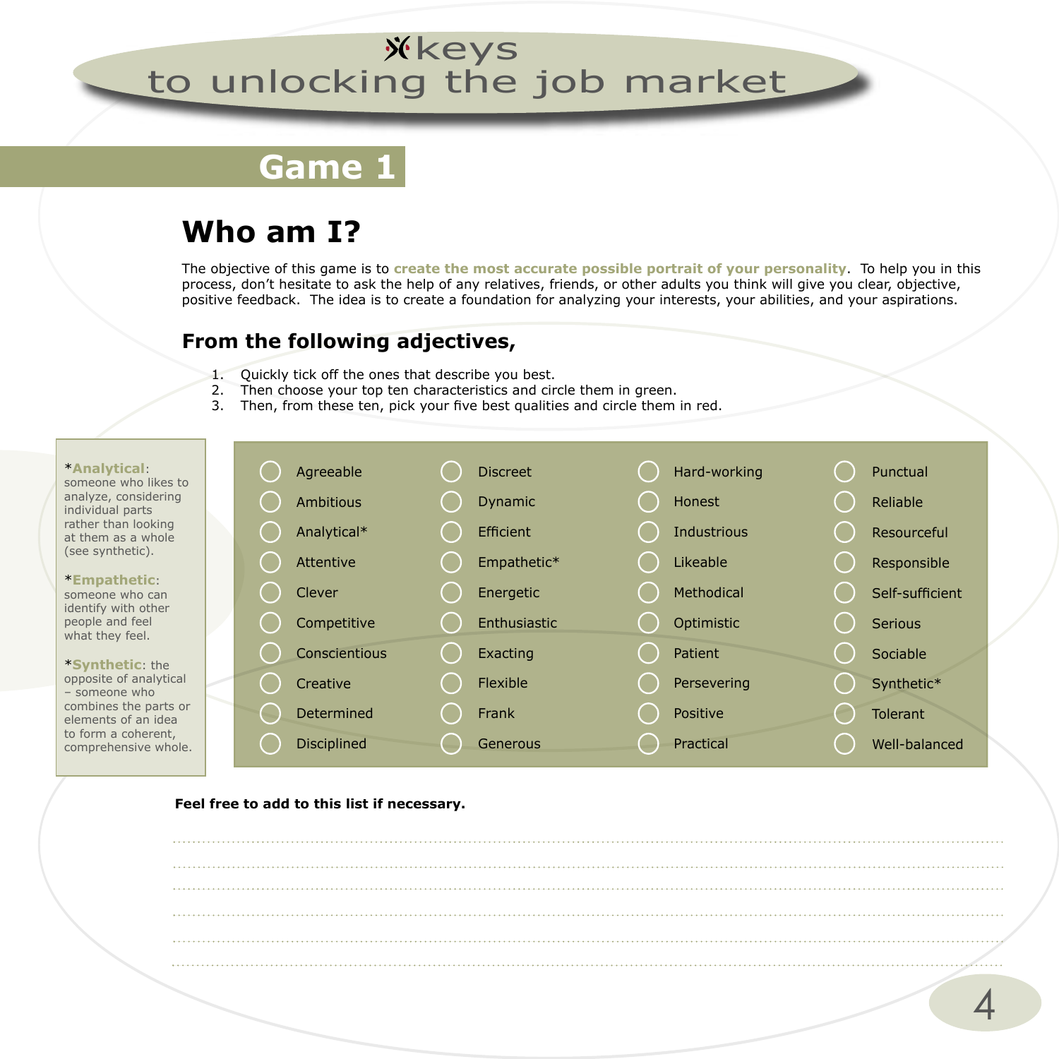# Game 1

## Who am I?

The objective of this game is to **create the most accurate possible portrait of your personality**. To help you in this process, don't hesitate to ask the help of any relatives, friends, or other adults you think will give you clear, objective, positive feedback. The idea is to create a foundation for analyzing your interests, your abilities, and your aspirations.

### From the following adjectives,

1. Quickly tick off the ones that describe you best.
2. Then choose your top ten characteristics and circle them in green.
3. Then, from these ten, pick your five best qualities and circle them in red.

| | | | |
|---|---|---|---|
| ◯ Agreeable | ◯ Discreet | ◯ Hard-working | ◯ Punctual |
| ◯ Ambitious | ◯ Dynamic | ◯ Honest | ◯ Reliable |
| ◯ Analytical* | ◯ Efficient | ◯ Industrious | ◯ Resourceful |
| ◯ Attentive | ◯ Empathetic* | ◯ Likeable | ◯ Responsible |
| ◯ Clever | ◯ Energetic | ◯ Methodical | ◯ Self-sufficient |
| ◯ Competitive | ◯ Enthusiastic | ◯ Optimistic | ◯ Serious |
| ◯ Conscientious | ◯ Exacting | ◯ Patient | ◯ Sociable |
| ◯ Creative | ◯ Flexible | ◯ Persevering | ◯ Synthetic* |
| ◯ Determined | ◯ Frank | ◯ Positive | ◯ Tolerant |
| ◯ Disciplined | ◯ Generous | ◯ Practical | ◯ Well-balanced |

*__Analytical__: someone who likes to analyze, considering individual parts rather than looking at them as a whole (see synthetic).

*__Empathetic__: someone who can identify with other people and feel what they feel.

*__Synthetic__: the opposite of analytical – someone who combines the parts or elements of an idea to form a coherent, comprehensive whole.

**Feel free to add to this list if necessary.**

..........................................................................................................................................................

..........................................................................................................................................................

..........................................................................................................................................................

..........................................................................................................................................................

..........................................................................................................................................................

..........................................................................................................................................................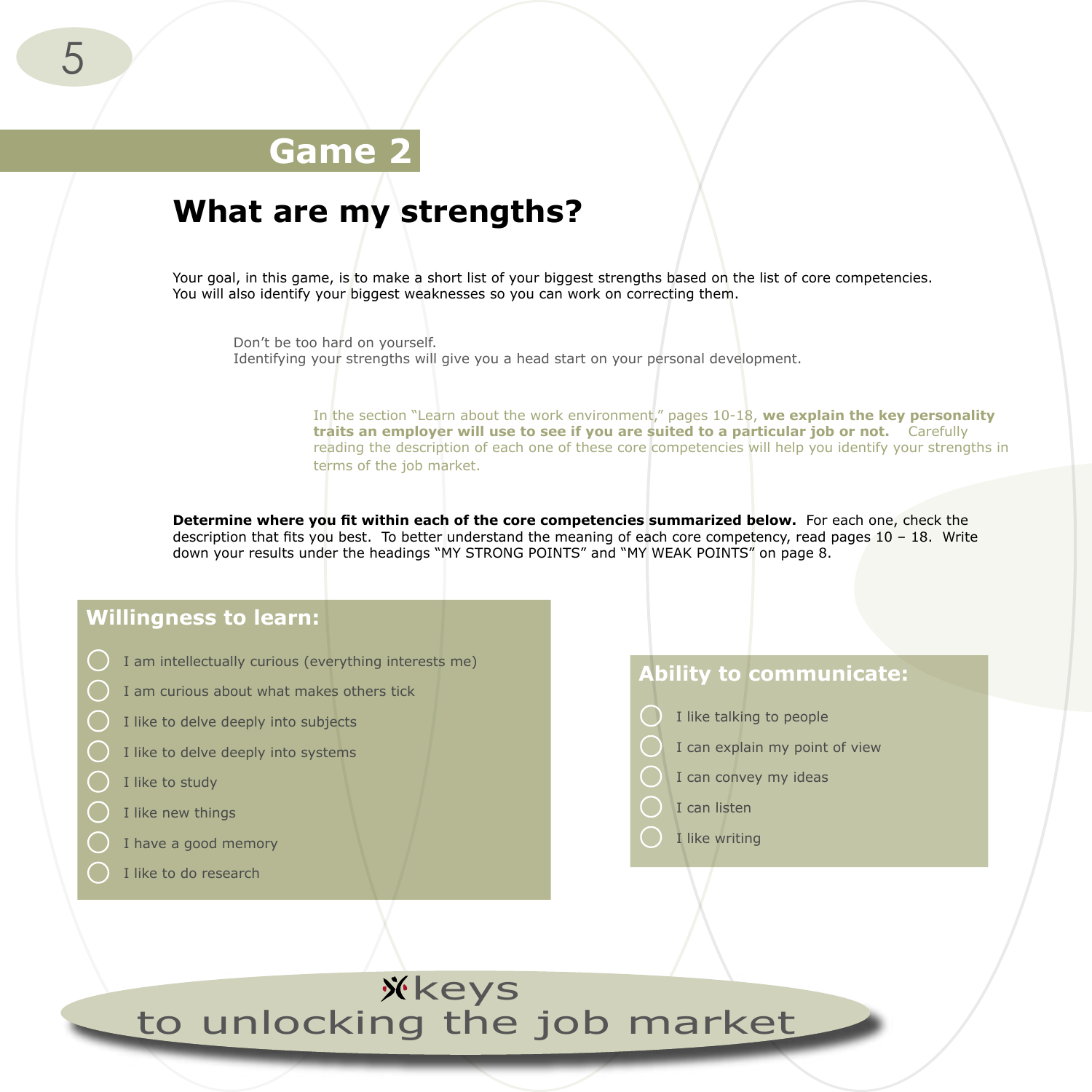# Game 2

## What are my strengths?

Your goal, in this game, is to make a short list of your biggest strengths based on the list of core competencies. You will also identify your biggest weaknesses so you can work on correcting them.

Don't be too hard on yourself.
Identifying your strengths will give you a head start on your personal development.

In the section "Learn about the work environment," pages 10-18, **we explain the key personality traits an employer will use to see if you are suited to a particular job or not.** Carefully reading the description of each one of these core competencies will help you identify your strengths in terms of the job market.

**Determine where you fit within each of the core competencies summarized below.** For each one, check the description that fits you best. To better understand the meaning of each core competency, read pages 10 – 18. Write down your results under the headings "MY STRONG POINTS" and "MY WEAK POINTS" on page 8.

### Willingness to learn:

- ◯ I am intellectually curious (everything interests me)
- ◯ I am curious about what makes others tick
- ◯ I like to delve deeply into subjects
- ◯ I like to delve deeply into systems
- ◯ I like to study
- ◯ I like new things
- ◯ I have a good memory
- ◯ I like to do research

### Ability to communicate:

- ◯ I like talking to people
- ◯ I can explain my point of view
- ◯ I can convey my ideas
- ◯ I can listen
- ◯ I like writing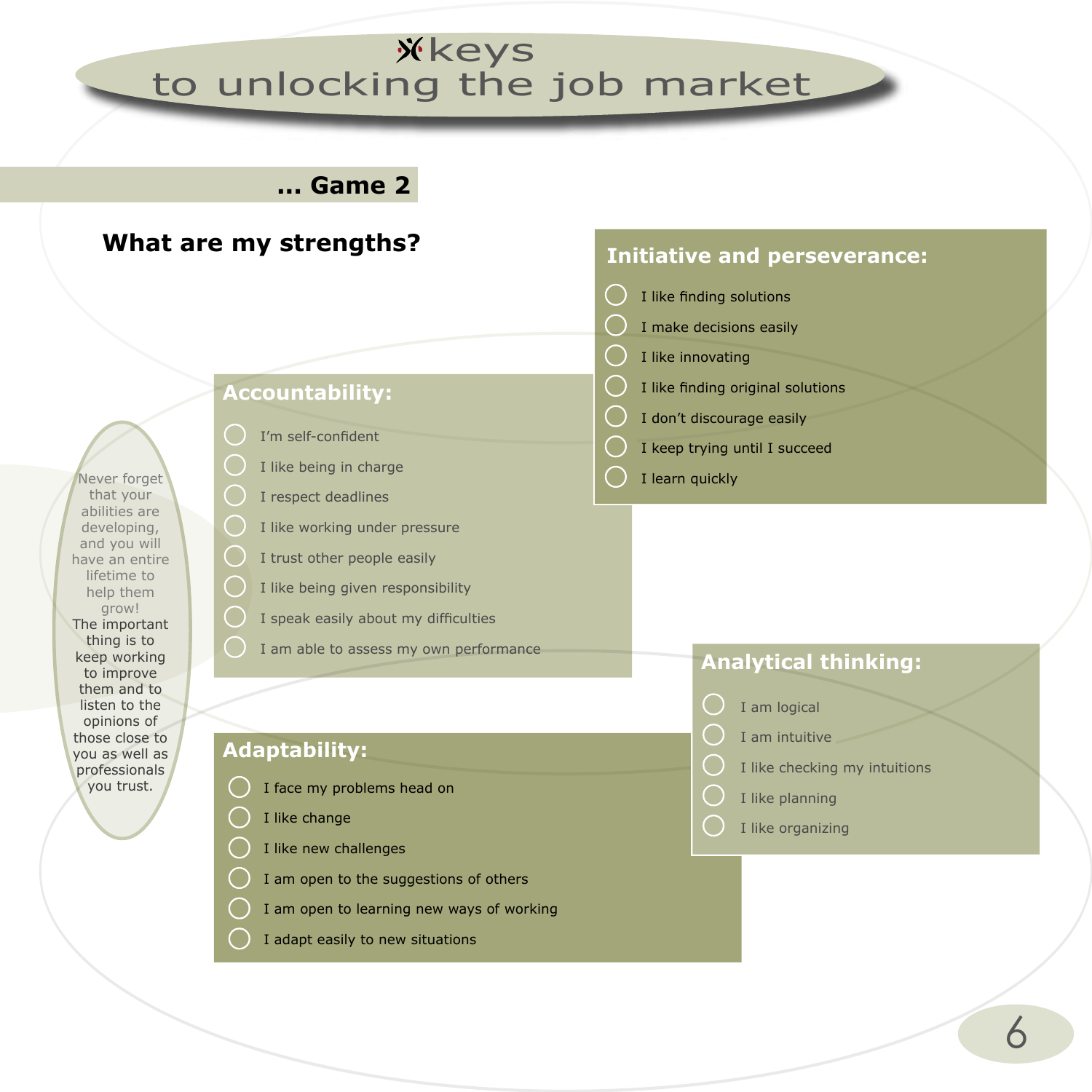# keys to unlocking the job market

## ... Game 2

### What are my strengths?

**Initiative and perseverance:**

- ◯ I like finding solutions
- ◯ I make decisions easily
- ◯ I like innovating
- ◯ I like finding original solutions
- ◯ I don't discourage easily
- ◯ I keep trying until I succeed
- ◯ I learn quickly

**Accountability:**

- ◯ I'm self-confident
- ◯ I like being in charge
- ◯ I respect deadlines
- ◯ I like working under pressure
- ◯ I trust other people easily
- ◯ I like being given responsibility
- ◯ I speak easily about my difficulties
- ◯ I am able to assess my own performance

Never forget that your abilities are developing, and you will have an entire lifetime to help them grow!
The important thing is to keep working to improve them and to listen to the opinions of those close to you as well as professionals you trust.

**Analytical thinking:**

- ◯ I am logical
- ◯ I am intuitive
- ◯ I like checking my intuitions
- ◯ I like planning
- ◯ I like organizing

**Adaptability:**

- ◯ I face my problems head on
- ◯ I like change
- ◯ I like new challenges
- ◯ I am open to the suggestions of others
- ◯ I am open to learning new ways of working
- ◯ I adapt easily to new situations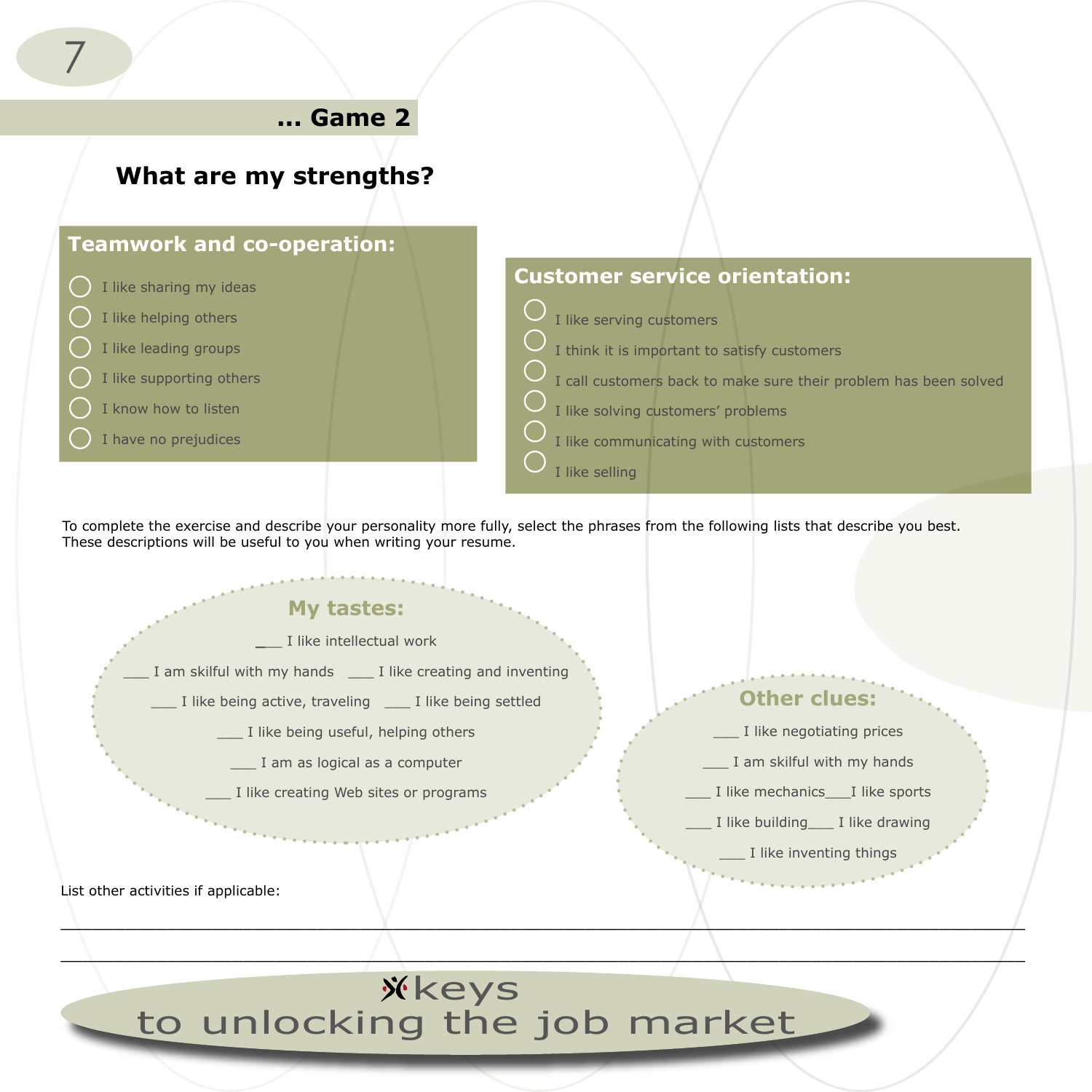## ... Game 2

# What are my strengths?

### Teamwork and co-operation:

- ◯ I like sharing my ideas
- ◯ I like helping others
- ◯ I like leading groups
- ◯ I like supporting others
- ◯ I know how to listen
- ◯ I have no prejudices

### Customer service orientation:

- ◯ I like serving customers
- ◯ I think it is important to satisfy customers
- ◯ I call customers back to make sure their problem has been solved
- ◯ I like solving customers' problems
- ◯ I like communicating with customers
- ◯ I like selling

To complete the exercise and describe your personality more fully, select the phrases from the following lists that describe you best. These descriptions will be useful to you when writing your resume.

### My tastes:

___ I like intellectual work

___ I am skilful with my hands ___ I like creating and inventing

___ I like being active, traveling ___ I like being settled

___ I like being useful, helping others

___ I am as logical as a computer

___ I like creating Web sites or programs

### Other clues:

___ I like negotiating prices

___ I am skilful with my hands

___ I like mechanics___I like sports

___ I like building___ I like drawing

___ I like inventing things

List other activities if applicable:

_______________________________________________________________________________

_______________________________________________________________________________

keys to unlocking the job market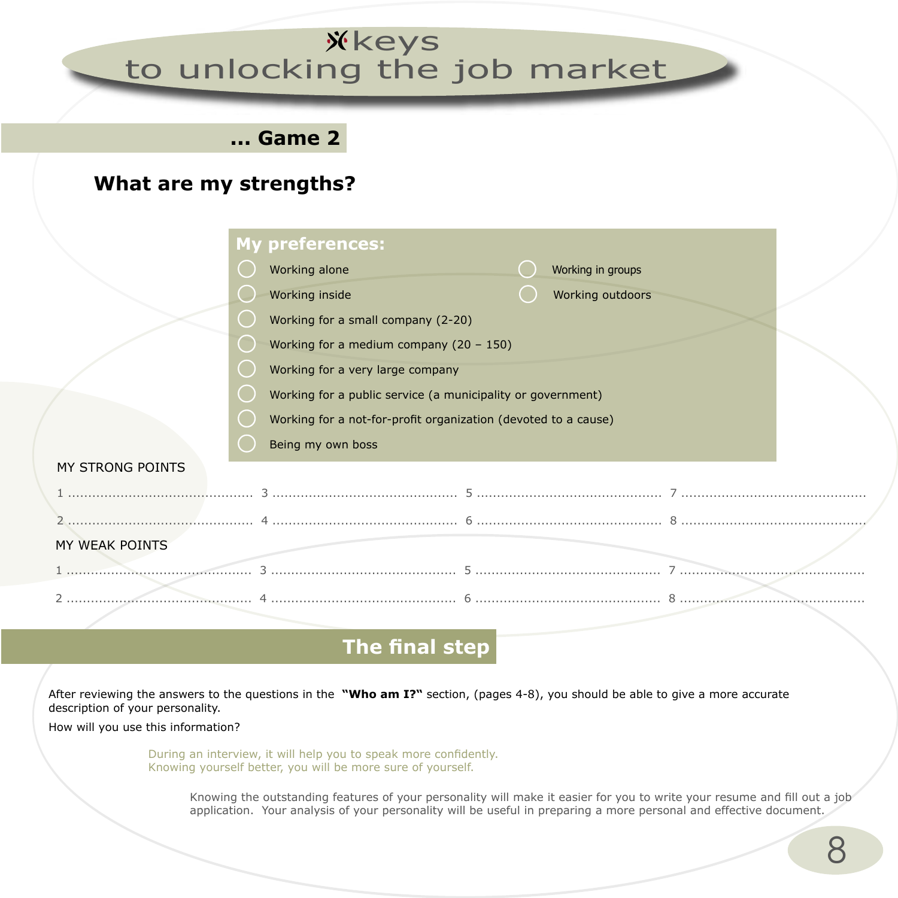## ... Game 2

### What are my strengths?

**My preferences:**

- ◯ Working alone
- ◯ Working in groups
- ◯ Working inside
- ◯ Working outdoors
- ◯ Working for a small company (2-20)
- ◯ Working for a medium company (20 – 150)
- ◯ Working for a very large company
- ◯ Working for a public service (a municipality or government)
- ◯ Working for a not-for-profit organization (devoted to a cause)
- ◯ Being my own boss

MY STRONG POINTS

1 ............................................ 3 ............................................ 5 ............................................ 7 ............................................

2 ............................................ 4 ............................................ 6 ............................................ 8 ............................................

MY WEAK POINTS

1 ............................................ 3 ............................................ 5 ............................................ 7 ............................................

2 ............................................ 4 ............................................ 6 ............................................ 8 ............................................

## The final step

After reviewing the answers to the questions in the **"Who am I?"** section, (pages 4-8), you should be able to give a more accurate description of your personality.

How will you use this information?

During an interview, it will help you to speak more confidently.
Knowing yourself better, you will be more sure of yourself.

Knowing the outstanding features of your personality will make it easier for you to write your resume and fill out a job application. Your analysis of your personality will be useful in preparing a more personal and effective document.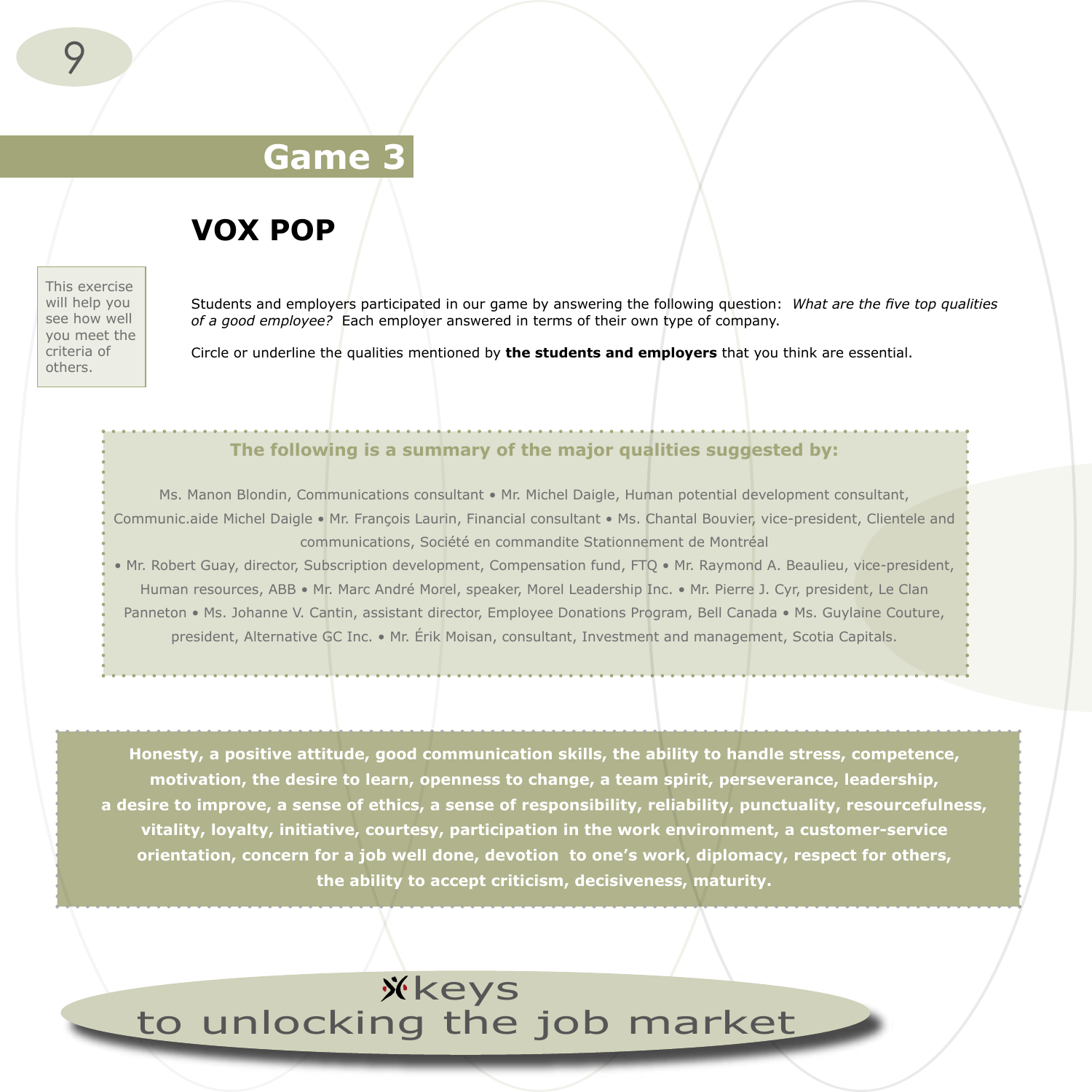## Game 3

# VOX POP

This exercise will help you see how well you meet the criteria of others.

Students and employers participated in our game by answering the following question: *What are the five top qualities of a good employee?* Each employer answered in terms of their own type of company.

Circle or underline the qualities mentioned by **the students and employers** that you think are essential.

**The following is a summary of the major qualities suggested by:**

Ms. Manon Blondin, Communications consultant • Mr. Michel Daigle, Human potential development consultant, Communic.aide Michel Daigle • Mr. François Laurin, Financial consultant • Ms. Chantal Bouvier, vice-president, Clientele and communications, Société en commandite Stationnement de Montréal • Mr. Robert Guay, director, Subscription development, Compensation fund, FTQ • Mr. Raymond A. Beaulieu, vice-president, Human resources, ABB • Mr. Marc André Morel, speaker, Morel Leadership Inc. • Mr. Pierre J. Cyr, president, Le Clan Panneton • Ms. Johanne V. Cantin, assistant director, Employee Donations Program, Bell Canada • Ms. Guylaine Couture, president, Alternative GC Inc. • Mr. Érik Moisan, consultant, Investment and management, Scotia Capitals.

**Honesty, a positive attitude, good communication skills, the ability to handle stress, competence, motivation, the desire to learn, openness to change, a team spirit, perseverance, leadership, a desire to improve, a sense of ethics, a sense of responsibility, reliability, punctuality, resourcefulness, vitality, loyalty, initiative, courtesy, participation in the work environment, a customer-service orientation, concern for a job well done, devotion to one's work, diplomacy, respect for others, the ability to accept criticism, decisiveness, maturity.**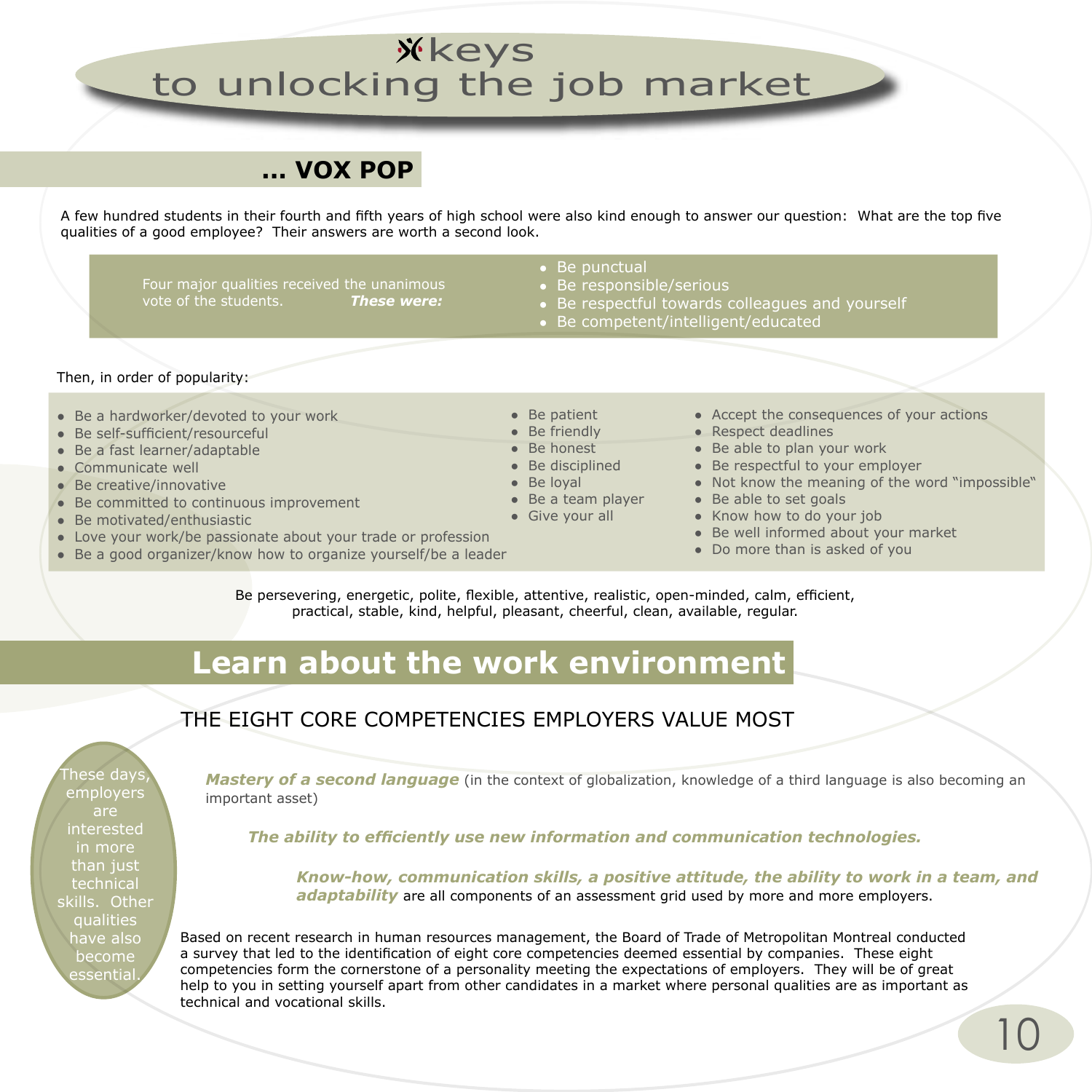# keys to unlocking the job market

## ... VOX POP

A few hundred students in their fourth and fifth years of high school were also kind enough to answer our question: What are the top five qualities of a good employee? Their answers are worth a second look.

Four major qualities received the unanimous vote of the students. ***These were:***

- Be punctual
- Be responsible/serious
- Be respectful towards colleagues and yourself
- Be competent/intelligent/educated

Then, in order of popularity:

- Be a hardworker/devoted to your work
- Be self-sufficient/resourceful
- Be a fast learner/adaptable
- Communicate well
- Be creative/innovative
- Be committed to continuous improvement
- Be motivated/enthusiastic
- Love your work/be passionate about your trade or profession
- Be a good organizer/know how to organize yourself/be a leader
- Be patient
- Be friendly
- Be honest
- Be disciplined
- Be loyal
- Be a team player
- Give your all
- Accept the consequences of your actions
- Respect deadlines
- Be able to plan your work
- Be respectful to your employer
- Not know the meaning of the word "impossible"
- Be able to set goals
- Know how to do your job
- Be well informed about your market
- Do more than is asked of you

Be persevering, energetic, polite, flexible, attentive, realistic, open-minded, calm, efficient, practical, stable, kind, helpful, pleasant, cheerful, clean, available, regular.

# Learn about the work environment

## THE EIGHT CORE COMPETENCIES EMPLOYERS VALUE MOST

These days, employers are interested in more than just technical skills. Other qualities have also become essential.

***Mastery of a second language*** (in the context of globalization, knowledge of a third language is also becoming an important asset)

***The ability to efficiently use new information and communication technologies.***

***Know-how, communication skills, a positive attitude, the ability to work in a team, and adaptability*** are all components of an assessment grid used by more and more employers.

Based on recent research in human resources management, the Board of Trade of Metropolitan Montreal conducted a survey that led to the identification of eight core competencies deemed essential by companies. These eight competencies form the cornerstone of a personality meeting the expectations of employers. They will be of great help to you in setting yourself apart from other candidates in a market where personal qualities are as important as technical and vocational skills.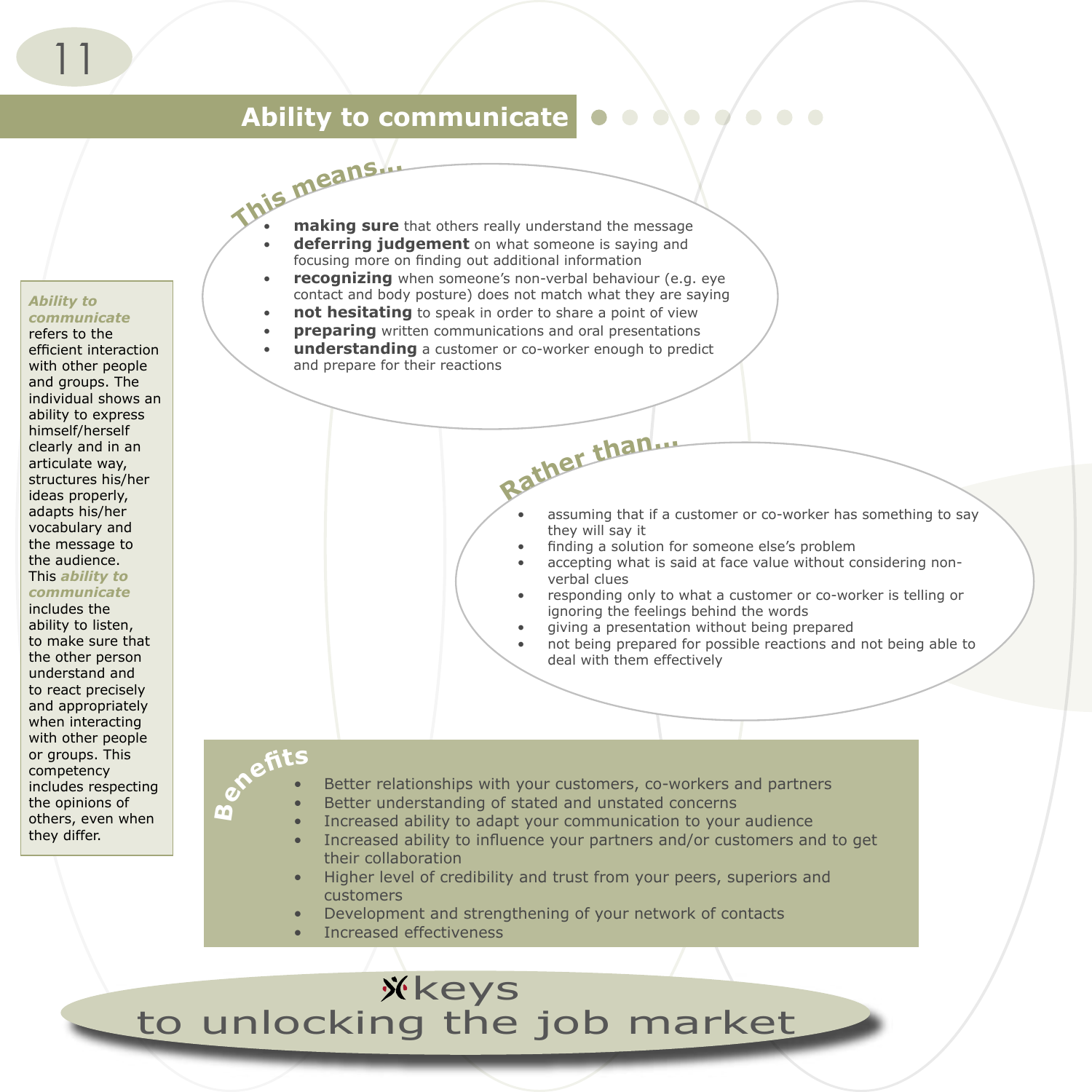## Ability to communicate

***Ability to communicate*** refers to the efficient interaction with other people and groups. The individual shows an ability to express himself/herself clearly and in an articulate way, structures his/her ideas properly, adapts his/her vocabulary and the message to the audience. This ***ability to communicate*** includes the ability to listen, to make sure that the other person understand and to react precisely and appropriately when interacting with other people or groups. This competency includes respecting the opinions of others, even when they differ.

### This means...

- **making sure** that others really understand the message
- **deferring judgement** on what someone is saying and focusing more on finding out additional information
- **recognizing** when someone's non-verbal behaviour (e.g. eye contact and body posture) does not match what they are saying
- **not hesitating** to speak in order to share a point of view
- **preparing** written communications and oral presentations
- **understanding** a customer or co-worker enough to predict and prepare for their reactions

### Rather than...

- assuming that if a customer or co-worker has something to say they will say it
- finding a solution for someone else's problem
- accepting what is said at face value without considering non-verbal clues
- responding only to what a customer or co-worker is telling or ignoring the feelings behind the words
- giving a presentation without being prepared
- not being prepared for possible reactions and not being able to deal with them effectively

### Benefits

- Better relationships with your customers, co-workers and partners
- Better understanding of stated and unstated concerns
- Increased ability to adapt your communication to your audience
- Increased ability to influence your partners and/or customers and to get their collaboration
- Higher level of credibility and trust from your peers, superiors and customers
- Development and strengthening of your network of contacts
- Increased effectiveness

keys to unlocking the job market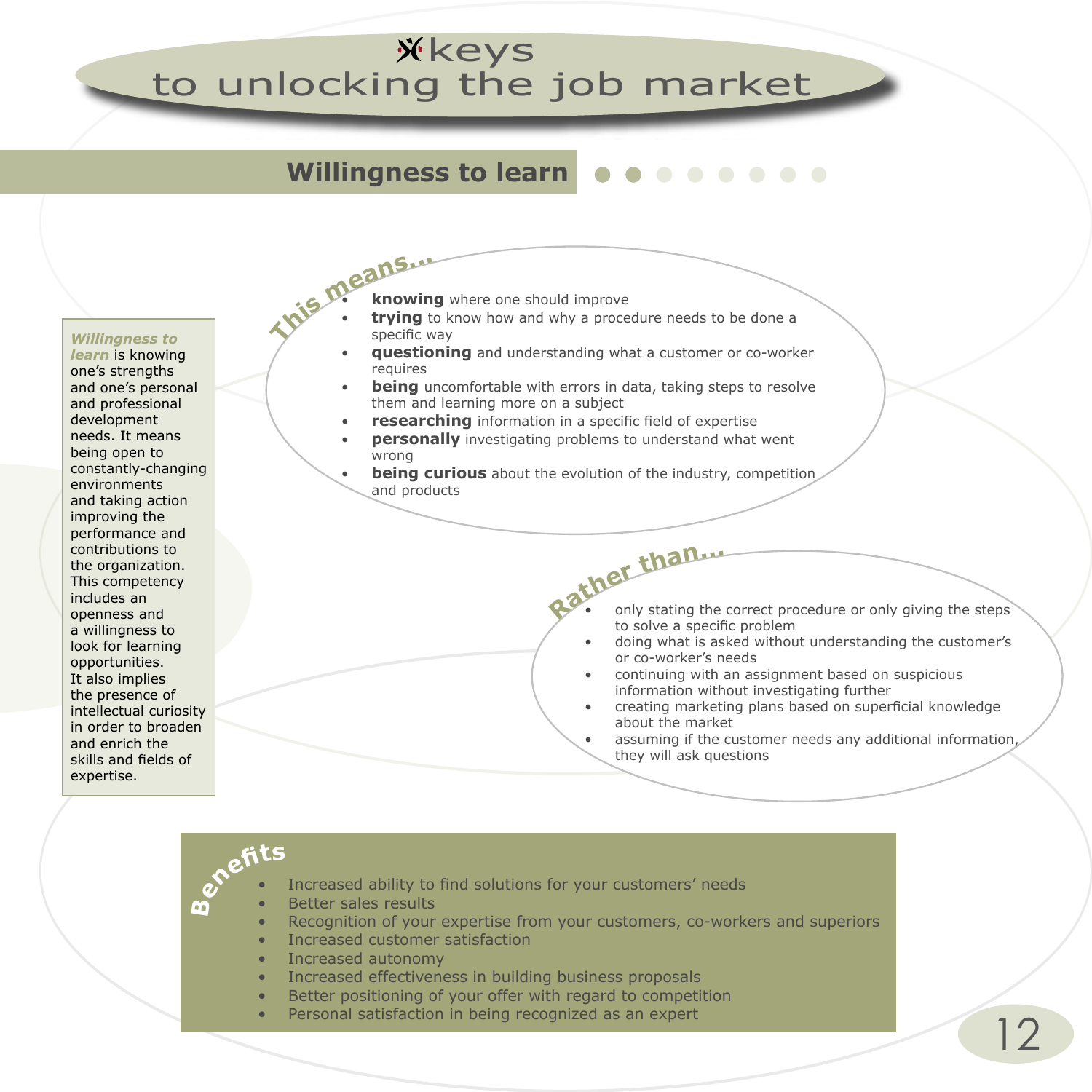# keys to unlocking the job market

## Willingness to learn

***Willingness to learn*** is knowing one's strengths and one's personal and professional development needs. It means being open to constantly-changing environments and taking action improving the performance and contributions to the organization. This competency includes an openness and a willingness to look for learning opportunities. It also implies the presence of intellectual curiosity in order to broaden and enrich the skills and fields of expertise.

### This means...

- **knowing** where one should improve
- **trying** to know how and why a procedure needs to be done a specific way
- **questioning** and understanding what a customer or co-worker requires
- **being** uncomfortable with errors in data, taking steps to resolve them and learning more on a subject
- **researching** information in a specific field of expertise
- **personally** investigating problems to understand what went wrong
- **being curious** about the evolution of the industry, competition and products

### Rather than...

- only stating the correct procedure or only giving the steps to solve a specific problem
- doing what is asked without understanding the customer's or co-worker's needs
- continuing with an assignment based on suspicious information without investigating further
- creating marketing plans based on superficial knowledge about the market
- assuming if the customer needs any additional information, they will ask questions

### Benefits

- Increased ability to find solutions for your customers' needs
- Better sales results
- Recognition of your expertise from your customers, co-workers and superiors
- Increased customer satisfaction
- Increased autonomy
- Increased effectiveness in building business proposals
- Better positioning of your offer with regard to competition
- Personal satisfaction in being recognized as an expert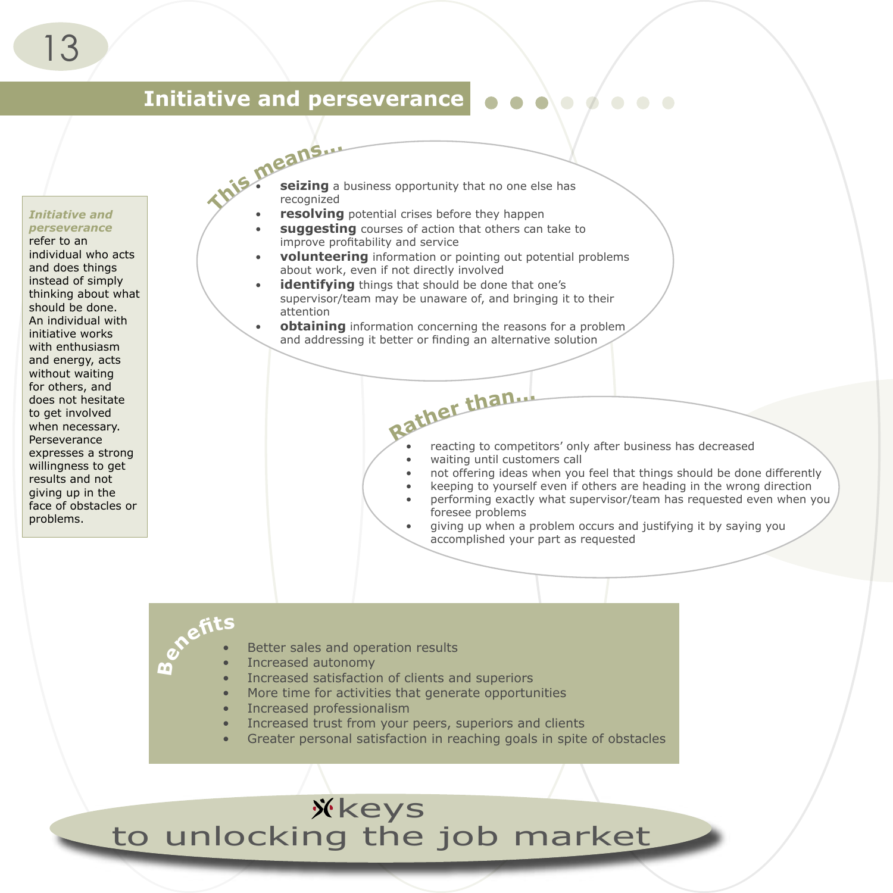## Initiative and perseverance

***Initiative and perseverance*** refer to an individual who acts and does things instead of simply thinking about what should be done. An individual with initiative works with enthusiasm and energy, acts without waiting for others, and does not hesitate to get involved when necessary. Perseverance expresses a strong willingness to get results and not giving up in the face of obstacles or problems.

### This means...

- **seizing** a business opportunity that no one else has recognized
- **resolving** potential crises before they happen
- **suggesting** courses of action that others can take to improve profitability and service
- **volunteering** information or pointing out potential problems about work, even if not directly involved
- **identifying** things that should be done that one's supervisor/team may be unaware of, and bringing it to their attention
- **obtaining** information concerning the reasons for a problem and addressing it better or finding an alternative solution

### Rather than...

- reacting to competitors' only after business has decreased
- waiting until customers call
- not offering ideas when you feel that things should be done differently
- keeping to yourself even if others are heading in the wrong direction
- performing exactly what supervisor/team has requested even when you foresee problems
- giving up when a problem occurs and justifying it by saying you accomplished your part as requested

### Benefits

- Better sales and operation results
- Increased autonomy
- Increased satisfaction of clients and superiors
- More time for activities that generate opportunities
- Increased professionalism
- Increased trust from your peers, superiors and clients
- Greater personal satisfaction in reaching goals in spite of obstacles

keys to unlocking the job market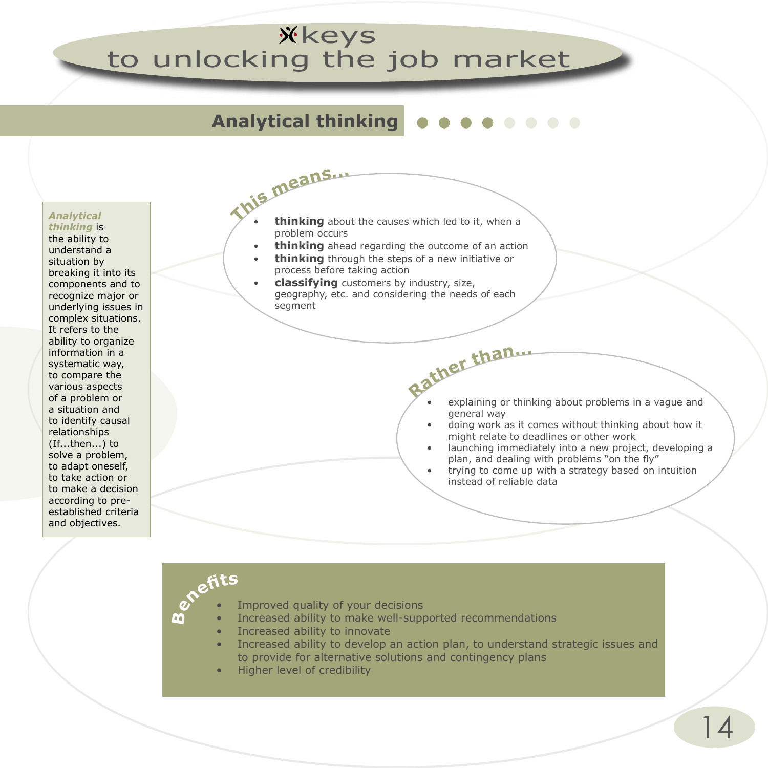# keys to unlocking the job market

## Analytical thinking

***Analytical thinking*** is the ability to understand a situation by breaking it into its components and to recognize major or underlying issues in complex situations. It refers to the ability to organize information in a systematic way, to compare the various aspects of a problem or a situation and to identify causal relationships (If...then...) to solve a problem, to adapt oneself, to take action or to make a decision according to pre-established criteria and objectives.

### This means...

- **thinking** about the causes which led to it, when a problem occurs
- **thinking** ahead regarding the outcome of an action
- **thinking** through the steps of a new initiative or process before taking action
- **classifying** customers by industry, size, geography, etc. and considering the needs of each segment

### Rather than...

- explaining or thinking about problems in a vague and general way
- doing work as it comes without thinking about how it might relate to deadlines or other work
- launching immediately into a new project, developing a plan, and dealing with problems “on the fly”
- trying to come up with a strategy based on intuition instead of reliable data

### Benefits

- Improved quality of your decisions
- Increased ability to make well-supported recommendations
- Increased ability to innovate
- Increased ability to develop an action plan, to understand strategic issues and to provide for alternative solutions and contingency plans
- Higher level of credibility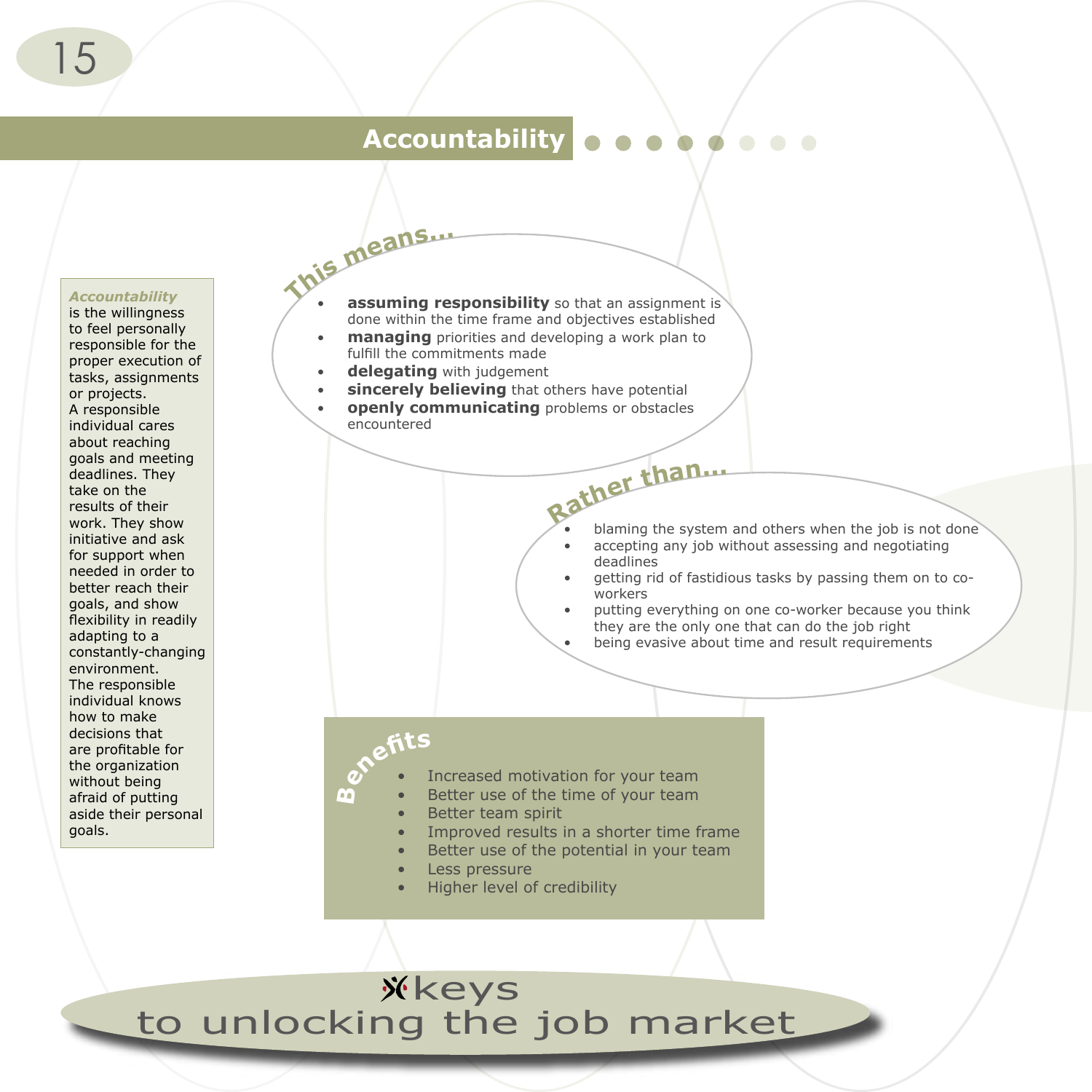# Accountability

***Accountability*** is the willingness to feel personally responsible for the proper execution of tasks, assignments or projects. A responsible individual cares about reaching goals and meeting deadlines. They take on the results of their work. They show initiative and ask for support when needed in order to better reach their goals, and show flexibility in readily adapting to a constantly-changing environment. The responsible individual knows how to make decisions that are profitable for the organization without being afraid of putting aside their personal goals.

## This means...

- **assuming responsibility** so that an assignment is done within the time frame and objectives established
- **managing** priorities and developing a work plan to fulfill the commitments made
- **delegating** with judgement
- **sincerely believing** that others have potential
- **openly communicating** problems or obstacles encountered

## Rather than...

- blaming the system and others when the job is not done
- accepting any job without assessing and negotiating deadlines
- getting rid of fastidious tasks by passing them on to co-workers
- putting everything on one co-worker because you think they are the only one that can do the job right
- being evasive about time and result requirements

## Benefits

- Increased motivation for your team
- Better use of the time of your team
- Better team spirit
- Improved results in a shorter time frame
- Better use of the potential in your team
- Less pressure
- Higher level of credibility

keys to unlocking the job market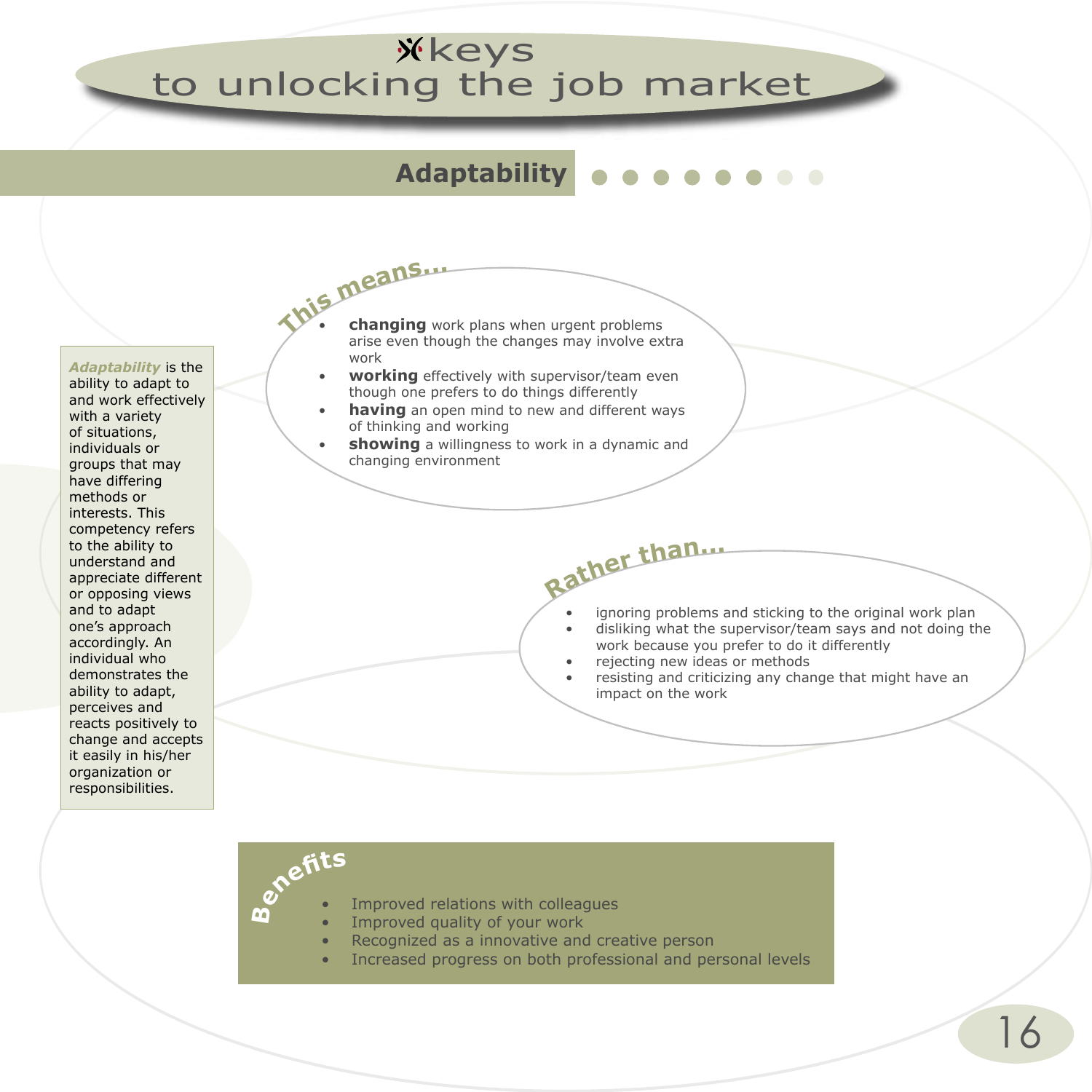# keys to unlocking the job market

## Adaptability

***Adaptability*** is the ability to adapt to and work effectively with a variety of situations, individuals or groups that may have differing methods or interests. This competency refers to the ability to understand and appreciate different or opposing views and to adapt one's approach accordingly. An individual who demonstrates the ability to adapt, perceives and reacts positively to change and accepts it easily in his/her organization or responsibilities.

### This means...

- **changing** work plans when urgent problems arise even though the changes may involve extra work
- **working** effectively with supervisor/team even though one prefers to do things differently
- **having** an open mind to new and different ways of thinking and working
- **showing** a willingness to work in a dynamic and changing environment

### Rather than...

- ignoring problems and sticking to the original work plan
- disliking what the supervisor/team says and not doing the work because you prefer to do it differently
- rejecting new ideas or methods
- resisting and criticizing any change that might have an impact on the work

### Benefits

- Improved relations with colleagues
- Improved quality of your work
- Recognized as a innovative and creative person
- Increased progress on both professional and personal levels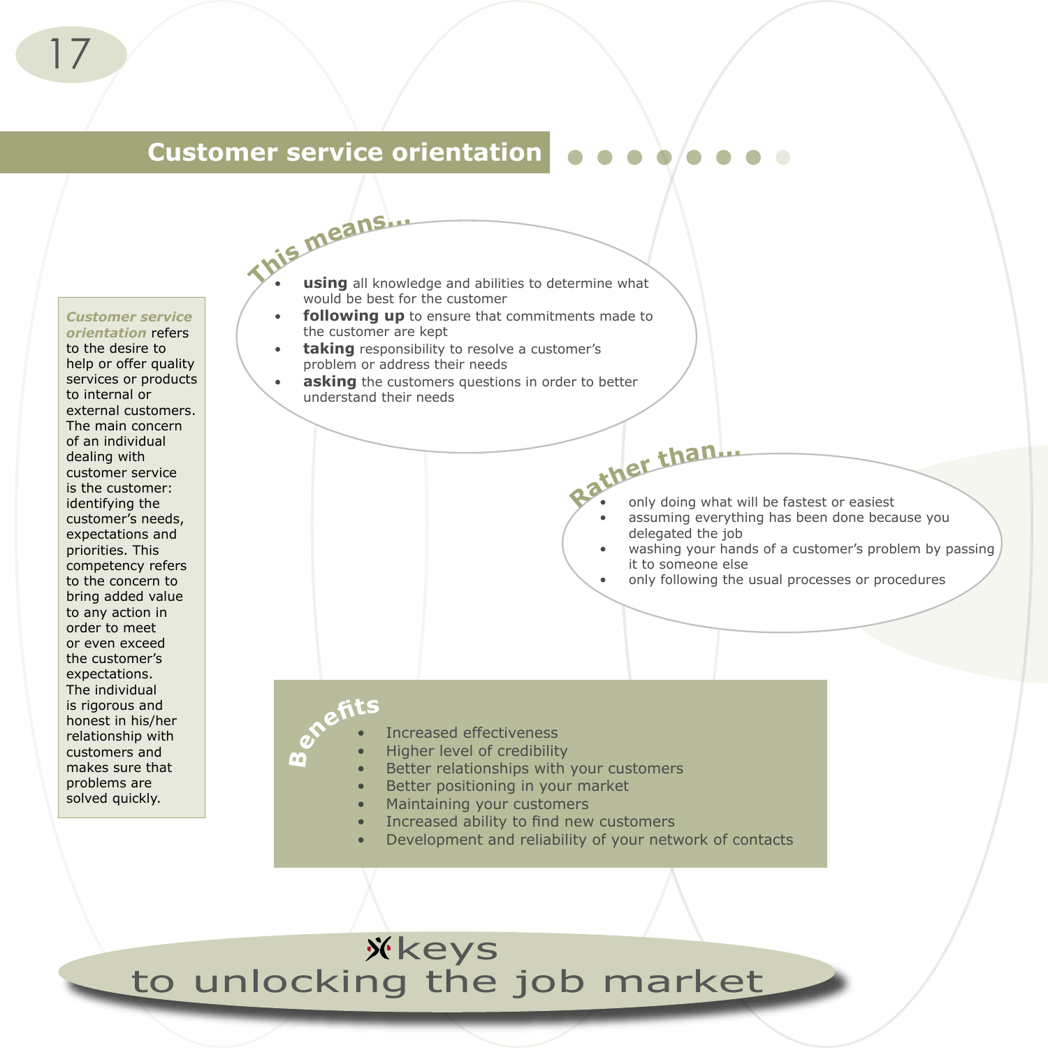# Customer service orientation

***Customer service orientation*** refers to the desire to help or offer quality services or products to internal or external customers. The main concern of an individual dealing with customer service is the customer: identifying the customer's needs, expectations and priorities. This competency refers to the concern to bring added value to any action in order to meet or even exceed the customer's expectations. The individual is rigorous and honest in his/her relationship with customers and makes sure that problems are solved quickly.

## This means...

- **using** all knowledge and abilities to determine what would be best for the customer
- **following up** to ensure that commitments made to the customer are kept
- **taking** responsibility to resolve a customer's problem or address their needs
- **asking** the customers questions in order to better understand their needs

## Rather than...

- only doing what will be fastest or easiest
- assuming everything has been done because you delegated the job
- washing your hands of a customer's problem by passing it to someone else
- only following the usual processes or procedures

## Benefits

- Increased effectiveness
- Higher level of credibility
- Better relationships with your customers
- Better positioning in your market
- Maintaining your customers
- Increased ability to find new customers
- Development and reliability of your network of contacts

keys to unlocking the job market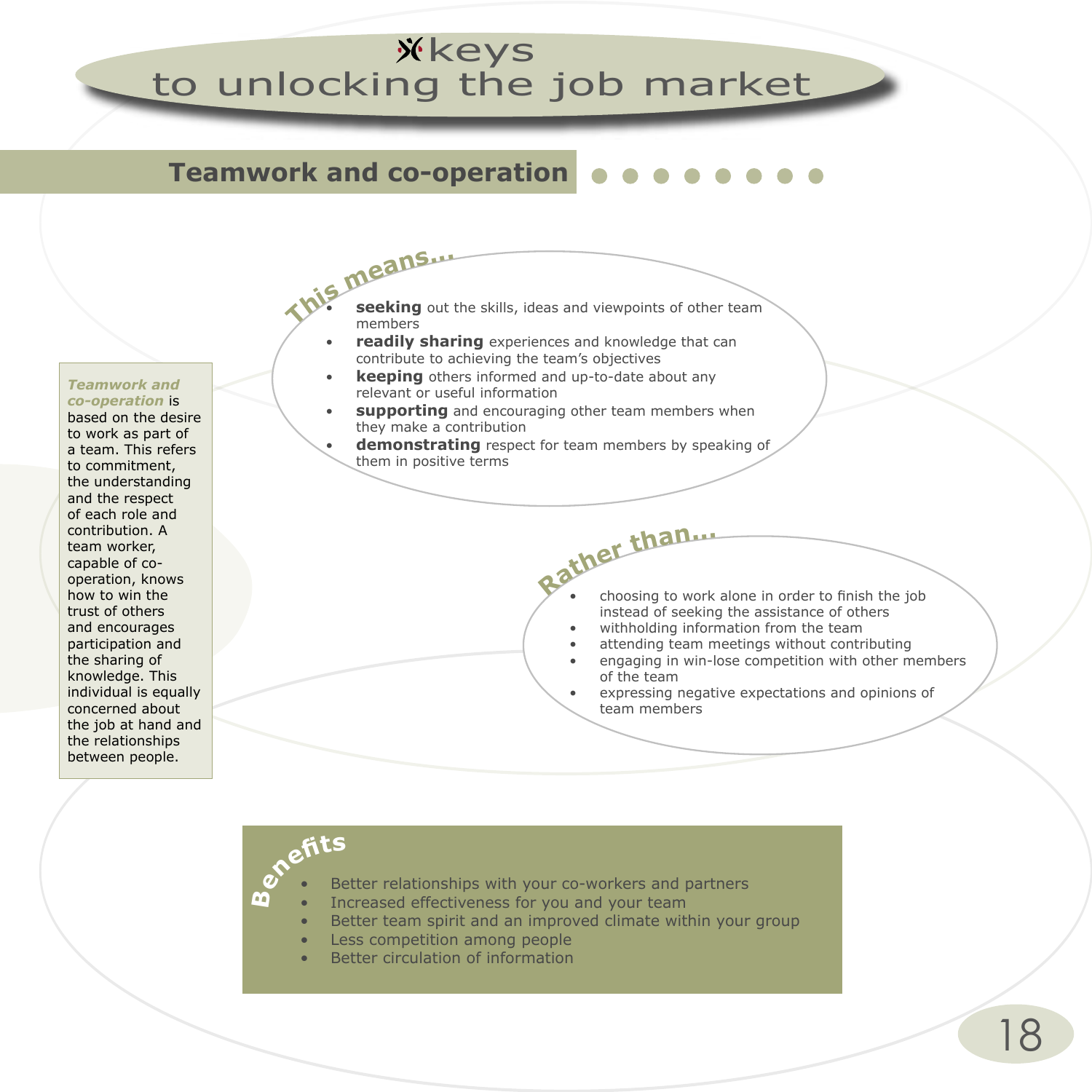## Teamwork and co-operation

***Teamwork and co-operation*** is based on the desire to work as part of a team. This refers to commitment, the understanding and the respect of each role and contribution. A team worker, capable of co-operation, knows how to win the trust of others and encourages participation and the sharing of knowledge. This individual is equally concerned about the job at hand and the relationships between people.

### This means...

- **seeking** out the skills, ideas and viewpoints of other team members
- **readily sharing** experiences and knowledge that can contribute to achieving the team's objectives
- **keeping** others informed and up-to-date about any relevant or useful information
- **supporting** and encouraging other team members when they make a contribution
- **demonstrating** respect for team members by speaking of them in positive terms

### Rather than...

- choosing to work alone in order to finish the job instead of seeking the assistance of others
- withholding information from the team
- attending team meetings without contributing
- engaging in win-lose competition with other members of the team
- expressing negative expectations and opinions of team members

### Benefits

- Better relationships with your co-workers and partners
- Increased effectiveness for you and your team
- Better team spirit and an improved climate within your group
- Less competition among people
- Better circulation of information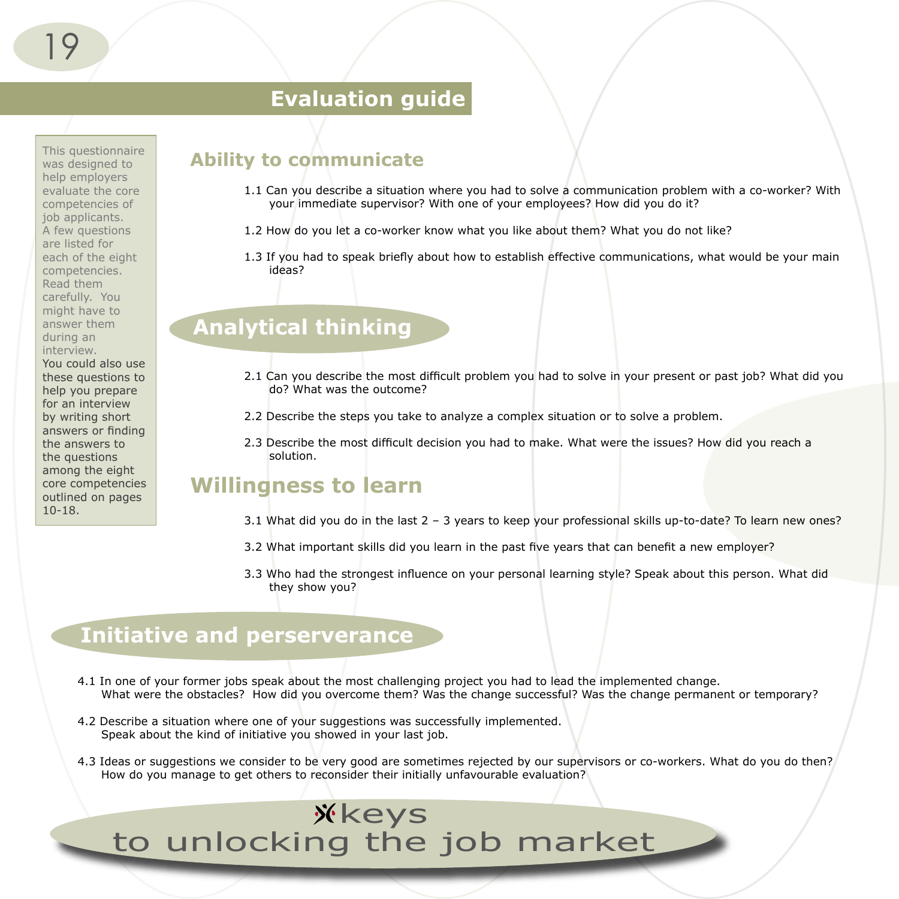# Evaluation guide

This questionnaire was designed to help employers evaluate the core competencies of job applicants. A few questions are listed for each of the eight competencies. Read them carefully. You might have to answer them during an interview.

You could also use these questions to help you prepare for an interview by writing short answers or finding the answers to the questions among the eight core competencies outlined on pages 10-18.

## Ability to communicate

1.1 Can you describe a situation where you had to solve a communication problem with a co-worker? With your immediate supervisor? With one of your employees? How did you do it?

1.2 How do you let a co-worker know what you like about them? What you do not like?

1.3 If you had to speak briefly about how to establish effective communications, what would be your main ideas?

## Analytical thinking

2.1 Can you describe the most difficult problem you had to solve in your present or past job? What did you do? What was the outcome?

2.2 Describe the steps you take to analyze a complex situation or to solve a problem.

2.3 Describe the most difficult decision you had to make. What were the issues? How did you reach a solution.

## Willingness to learn

3.1 What did you do in the last 2 – 3 years to keep your professional skills up-to-date? To learn new ones?

3.2 What important skills did you learn in the past five years that can benefit a new employer?

3.3 Who had the strongest influence on your personal learning style? Speak about this person. What did they show you?

## Initiative and perserverance

4.1 In one of your former jobs speak about the most challenging project you had to lead the implemented change. What were the obstacles? How did you overcome them? Was the change successful? Was the change permanent or temporary?

4.2 Describe a situation where one of your suggestions was successfully implemented. Speak about the kind of initiative you showed in your last job.

4.3 Ideas or suggestions we consider to be very good are sometimes rejected by our supervisors or co-workers. What do you do then? How do you manage to get others to reconsider their initially unfavourable evaluation?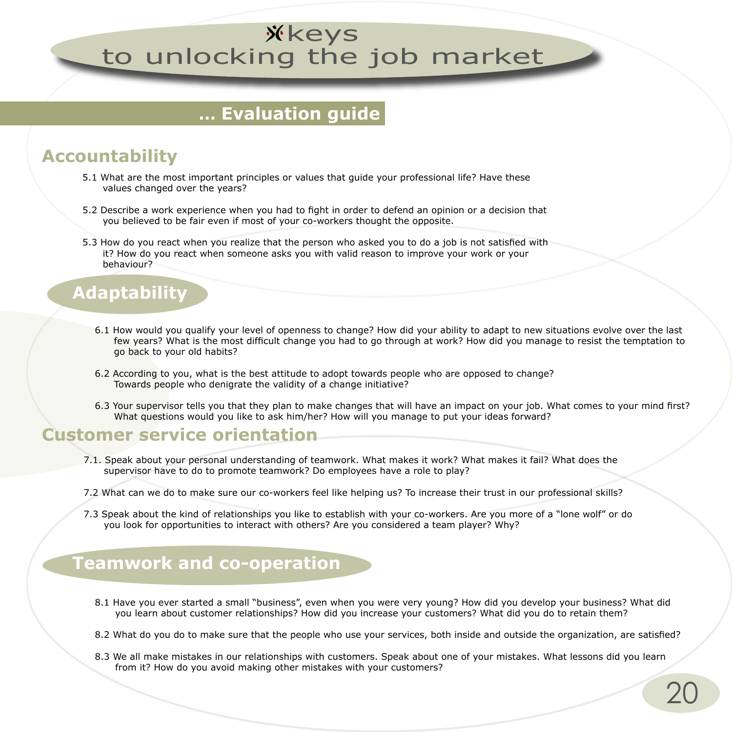# ... Evaluation guide

## Accountability

5.1 What are the most important principles or values that guide your professional life? Have these values changed over the years?

5.2 Describe a work experience when you had to fight in order to defend an opinion or a decision that you believed to be fair even if most of your co-workers thought the opposite.

5.3 How do you react when you realize that the person who asked you to do a job is not satisfied with it? How do you react when someone asks you with valid reason to improve your work or your behaviour?

## Adaptability

6.1 How would you qualify your level of openness to change? How did your ability to adapt to new situations evolve over the last few years? What is the most difficult change you had to go through at work? How did you manage to resist the temptation to go back to your old habits?

6.2 According to you, what is the best attitude to adopt towards people who are opposed to change? Towards people who denigrate the validity of a change initiative?

6.3 Your supervisor tells you that they plan to make changes that will have an impact on your job. What comes to your mind first? What questions would you like to ask him/her? How will you manage to put your ideas forward?

## Customer service orientation

7.1. Speak about your personal understanding of teamwork. What makes it work? What makes it fail? What does the supervisor have to do to promote teamwork? Do employees have a role to play?

7.2 What can we do to make sure our co-workers feel like helping us? To increase their trust in our professional skills?

7.3 Speak about the kind of relationships you like to establish with your co-workers. Are you more of a "lone wolf" or do you look for opportunities to interact with others? Are you considered a team player? Why?

## Teamwork and co-operation

8.1 Have you ever started a small "business", even when you were very young? How did you develop your business? What did you learn about customer relationships? How did you increase your customers? What did you do to retain them?

8.2 What do you do to make sure that the people who use your services, both inside and outside the organization, are satisfied?

8.3 We all make mistakes in our relationships with customers. Speak about one of your mistakes. What lessons did you learn from it? How do you avoid making other mistakes with your customers?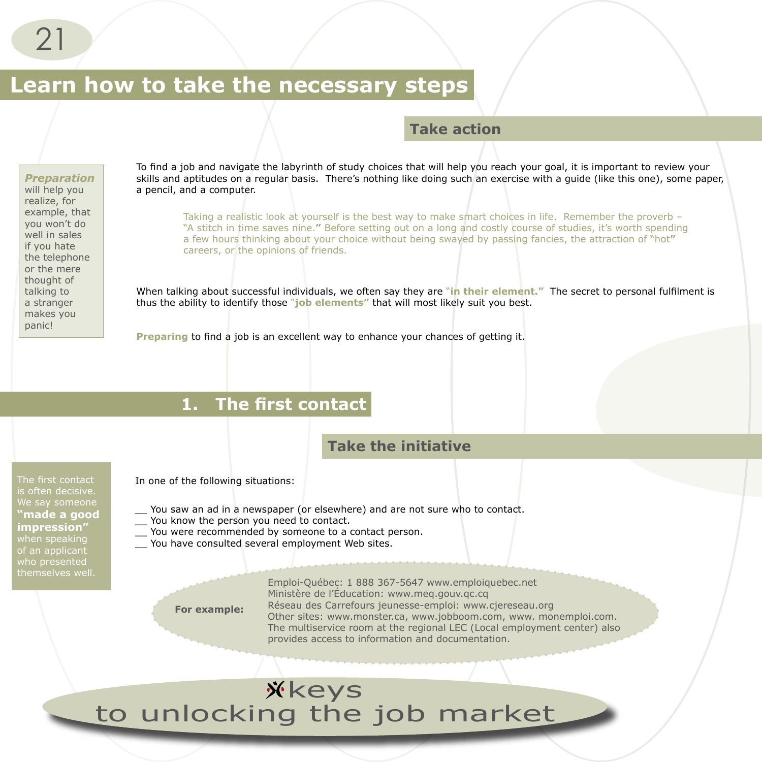# Learn how to take the necessary steps

## Take action

***Preparation*** will help you realize, for example, that you won't do well in sales if you hate the telephone or the mere thought of talking to a stranger makes you panic!

To find a job and navigate the labyrinth of study choices that will help you reach your goal, it is important to review your skills and aptitudes on a regular basis. There's nothing like doing such an exercise with a guide (like this one), some paper, a pencil, and a computer.

> Taking a realistic look at yourself is the best way to make smart choices in life. Remember the proverb – "A stitch in time saves nine." Before setting out on a long and costly course of studies, it's worth spending a few hours thinking about your choice without being swayed by passing fancies, the attraction of "hot" careers, or the opinions of friends.

When talking about successful individuals, we often say they are **"in their element."** The secret to personal fulfilment is thus the ability to identify those **"job elements"** that will most likely suit you best.

**Preparing** to find a job is an excellent way to enhance your chances of getting it.

## 1. The first contact

### Take the initiative

The first contact is often decisive. We say someone **"made a good impression"** when speaking of an applicant who presented themselves well.

In one of the following situations:

__ You saw an ad in a newspaper (or elsewhere) and are not sure who to contact.
__ You know the person you need to contact.
__ You were recommended by someone to a contact person.
__ You have consulted several employment Web sites.

**For example:**

Emploi-Québec: 1 888 367-5647 www.emploiquebec.net
Ministère de l'Éducation: www.meq.gouv.qc.cq
Réseau des Carrefours jeunesse-emploi: www.cjereseau.org
Other sites: www.monster.ca, www.jobboom.com, www. monemploi.com.
The multiservice room at the regional LEC (Local employment center) also provides access to information and documentation.

keys to unlocking the job market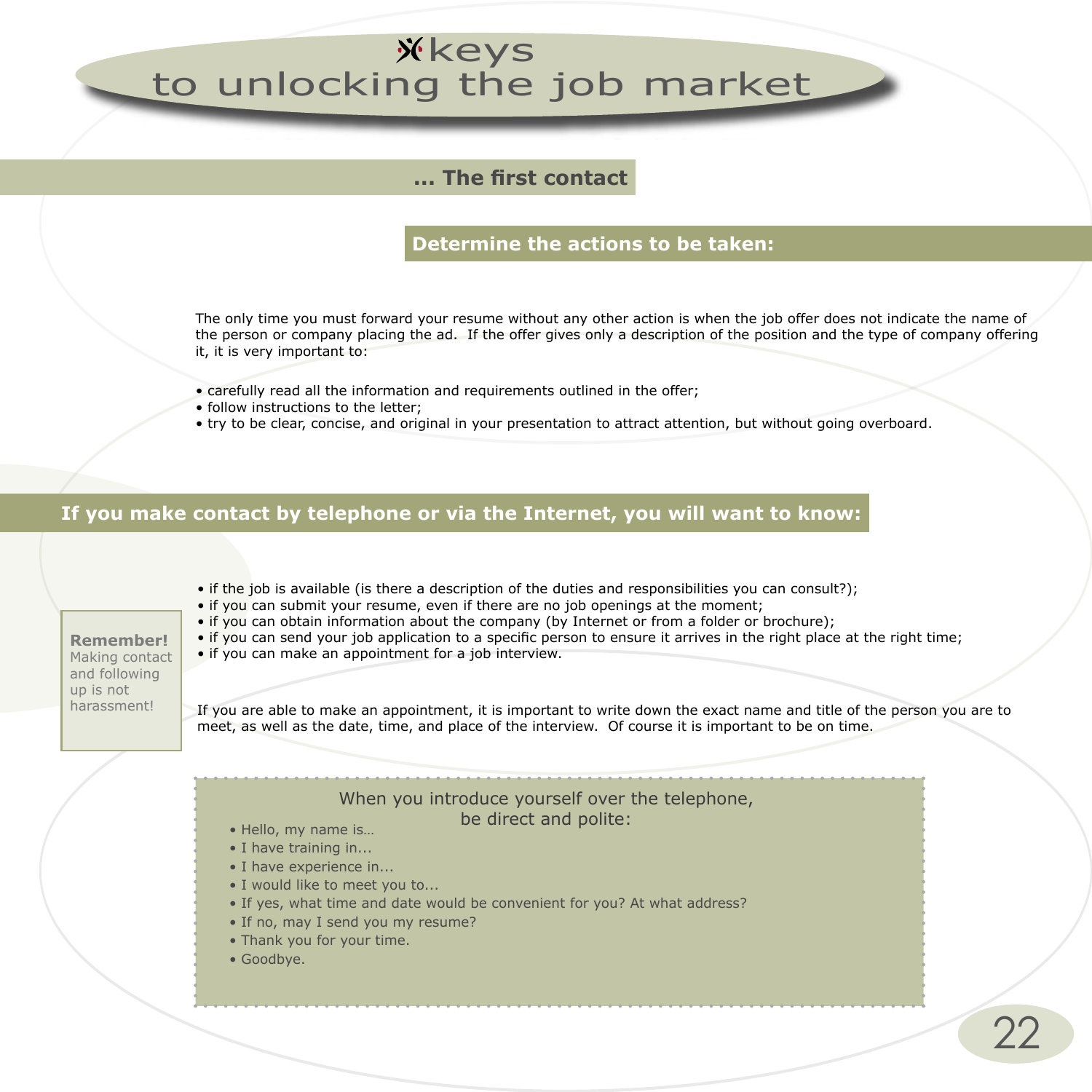# keys to unlocking the job market

## ... The first contact

### Determine the actions to be taken:

The only time you must forward your resume without any other action is when the job offer does not indicate the name of the person or company placing the ad. If the offer gives only a description of the position and the type of company offering it, it is very important to:

- carefully read all the information and requirements outlined in the offer;
- follow instructions to the letter;
- try to be clear, concise, and original in your presentation to attract attention, but without going overboard.

### If you make contact by telephone or via the Internet, you will want to know:

- if the job is available (is there a description of the duties and responsibilities you can consult?);
- if you can submit your resume, even if there are no job openings at the moment;
- if you can obtain information about the company (by Internet or from a folder or brochure);
- if you can send your job application to a specific person to ensure it arrives in the right place at the right time;
- if you can make an appointment for a job interview.

**Remember!** Making contact and following up is not harassment!

If you are able to make an appointment, it is important to write down the exact name and title of the person you are to meet, as well as the date, time, and place of the interview. Of course it is important to be on time.

When you introduce yourself over the telephone, be direct and polite:

- Hello, my name is…
- I have training in...
- I have experience in...
- I would like to meet you to...
- If yes, what time and date would be convenient for you? At what address?
- If no, may I send you my resume?
- Thank you for your time.
- Goodbye.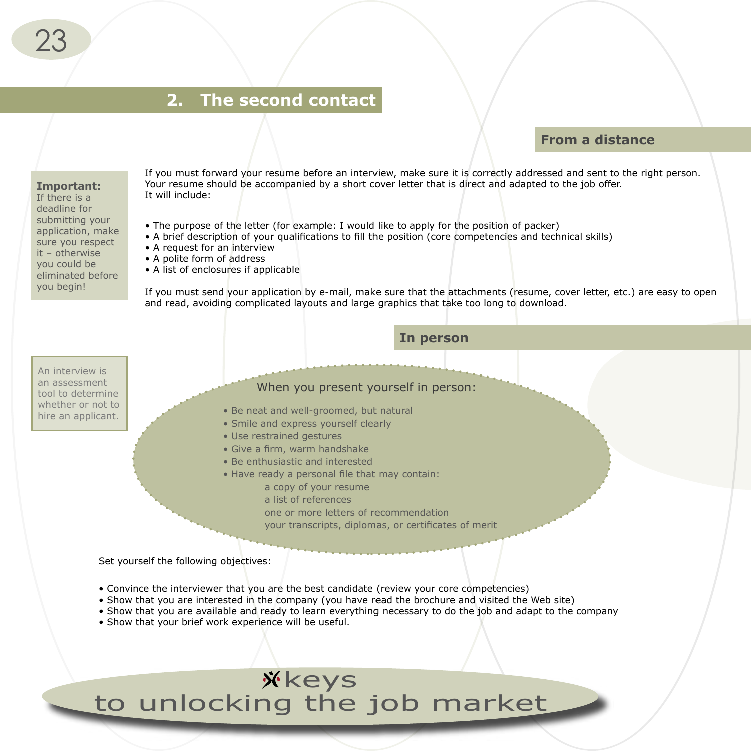## 2. The second contact

### From a distance

**Important:** If there is a deadline for submitting your application, make sure you respect it – otherwise you could be eliminated before you begin!

If you must forward your resume before an interview, make sure it is correctly addressed and sent to the right person. Your resume should be accompanied by a short cover letter that is direct and adapted to the job offer.
It will include:

- The purpose of the letter (for example: I would like to apply for the position of packer)
- A brief description of your qualifications to fill the position (core competencies and technical skills)
- A request for an interview
- A polite form of address
- A list of enclosures if applicable

If you must send your application by e-mail, make sure that the attachments (resume, cover letter, etc.) are easy to open and read, avoiding complicated layouts and large graphics that take too long to download.

### In person

An interview is an assessment tool to determine whether or not to hire an applicant.

When you present yourself in person:

- Be neat and well-groomed, but natural
- Smile and express yourself clearly
- Use restrained gestures
- Give a firm, warm handshake
- Be enthusiastic and interested
- Have ready a personal file that may contain:
  - a copy of your resume
  - a list of references
  - one or more letters of recommendation
  - your transcripts, diplomas, or certificates of merit

Set yourself the following objectives:

- Convince the interviewer that you are the best candidate (review your core competencies)
- Show that you are interested in the company (you have read the brochure and visited the Web site)
- Show that you are available and ready to learn everything necessary to do the job and adapt to the company
- Show that your brief work experience will be useful.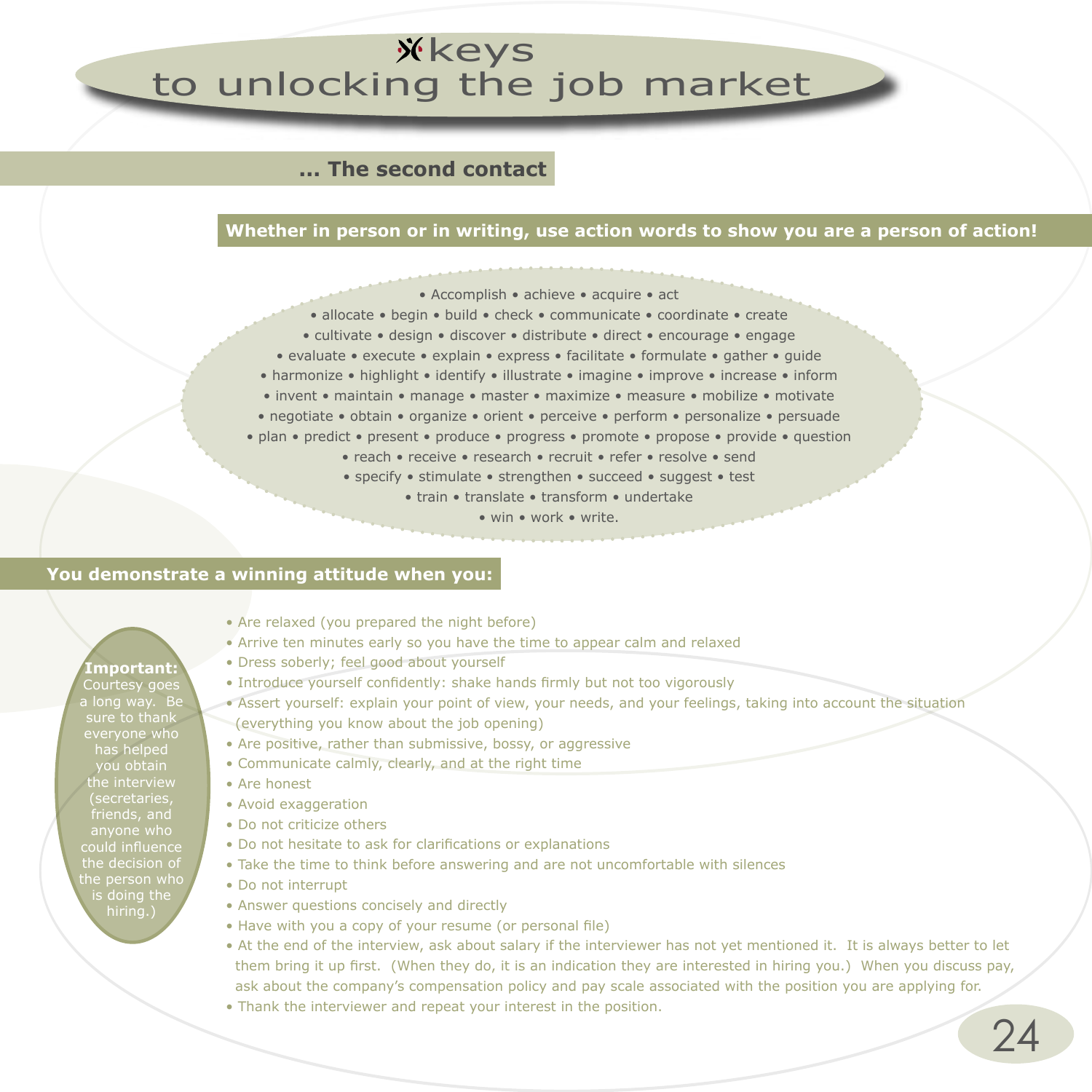# keys to unlocking the job market

## ... The second contact

### Whether in person or in writing, use action words to show you are a person of action!

• Accomplish • achieve • acquire • act
• allocate • begin • build • check • communicate • coordinate • create
• cultivate • design • discover • distribute • direct • encourage • engage
• evaluate • execute • explain • express • facilitate • formulate • gather • guide
• harmonize • highlight • identify • illustrate • imagine • improve • increase • inform
• invent • maintain • manage • master • maximize • measure • mobilize • motivate
• negotiate • obtain • organize • orient • perceive • perform • personalize • persuade
• plan • predict • present • produce • progress • promote • propose • provide • question
• reach • receive • research • recruit • refer • resolve • send
• specify • stimulate • strengthen • succeed • suggest • test
• train • translate • transform • undertake
• win • work • write.

### You demonstrate a winning attitude when you:

**Important:** Courtesy goes a long way. Be sure to thank everyone who has helped you obtain the interview (secretaries, friends, and anyone who could influence the decision of the person who is doing the hiring.)

- Are relaxed (you prepared the night before)
- Arrive ten minutes early so you have the time to appear calm and relaxed
- Dress soberly; feel good about yourself
- Introduce yourself confidently: shake hands firmly but not too vigorously
- Assert yourself: explain your point of view, your needs, and your feelings, taking into account the situation (everything you know about the job opening)
- Are positive, rather than submissive, bossy, or aggressive
- Communicate calmly, clearly, and at the right time
- Are honest
- Avoid exaggeration
- Do not criticize others
- Do not hesitate to ask for clarifications or explanations
- Take the time to think before answering and are not uncomfortable with silences
- Do not interrupt
- Answer questions concisely and directly
- Have with you a copy of your resume (or personal file)
- At the end of the interview, ask about salary if the interviewer has not yet mentioned it. It is always better to let them bring it up first. (When they do, it is an indication they are interested in hiring you.) When you discuss pay, ask about the company's compensation policy and pay scale associated with the position you are applying for.
- Thank the interviewer and repeat your interest in the position.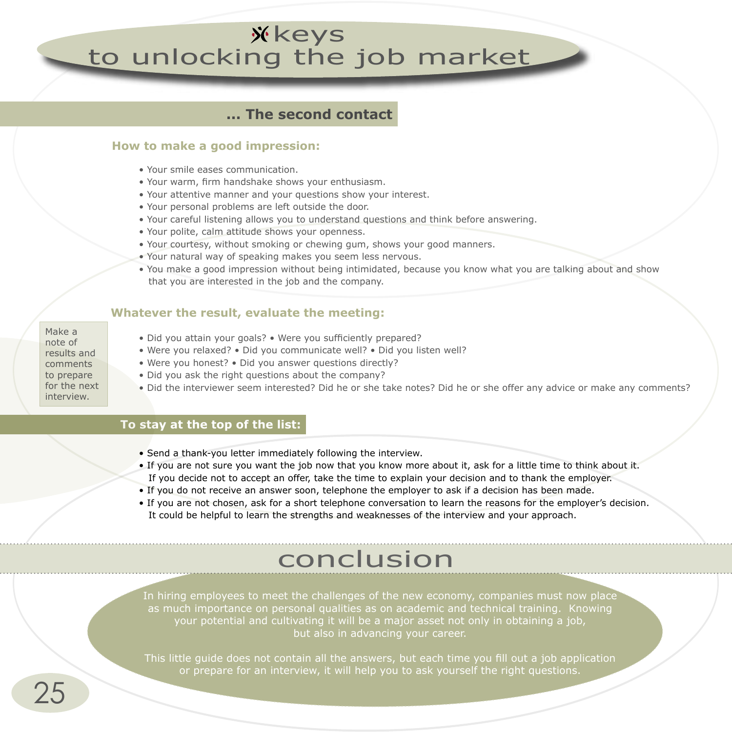# keys to unlocking the job market

## ... The second contact

### How to make a good impression:

- Your smile eases communication.
- Your warm, firm handshake shows your enthusiasm.
- Your attentive manner and your questions show your interest.
- Your personal problems are left outside the door.
- Your careful listening allows you to understand questions and think before answering.
- Your polite, calm attitude shows your openness.
- Your courtesy, without smoking or chewing gum, shows your good manners.
- Your natural way of speaking makes you seem less nervous.
- You make a good impression without being intimidated, because you know what you are talking about and show that you are interested in the job and the company.

### Whatever the result, evaluate the meeting:

Make a note of results and comments to prepare for the next interview.

- Did you attain your goals? • Were you sufficiently prepared?
- Were you relaxed? • Did you communicate well? • Did you listen well?
- Were you honest? • Did you answer questions directly?
- Did you ask the right questions about the company?
- Did the interviewer seem interested? Did he or she take notes? Did he or she offer any advice or make any comments?

## To stay at the top of the list:

- Send a thank-you letter immediately following the interview.
- If you are not sure you want the job now that you know more about it, ask for a little time to think about it. If you decide not to accept an offer, take the time to explain your decision and to thank the employer.
- If you do not receive an answer soon, telephone the employer to ask if a decision has been made.
- If you are not chosen, ask for a short telephone conversation to learn the reasons for the employer's decision. It could be helpful to learn the strengths and weaknesses of the interview and your approach.

# conclusion

In hiring employees to meet the challenges of the new economy, companies must now place as much importance on personal qualities as on academic and technical training. Knowing your potential and cultivating it will be a major asset not only in obtaining a job, but also in advancing your career.

This little guide does not contain all the answers, but each time you fill out a job application or prepare for an interview, it will help you to ask yourself the right questions.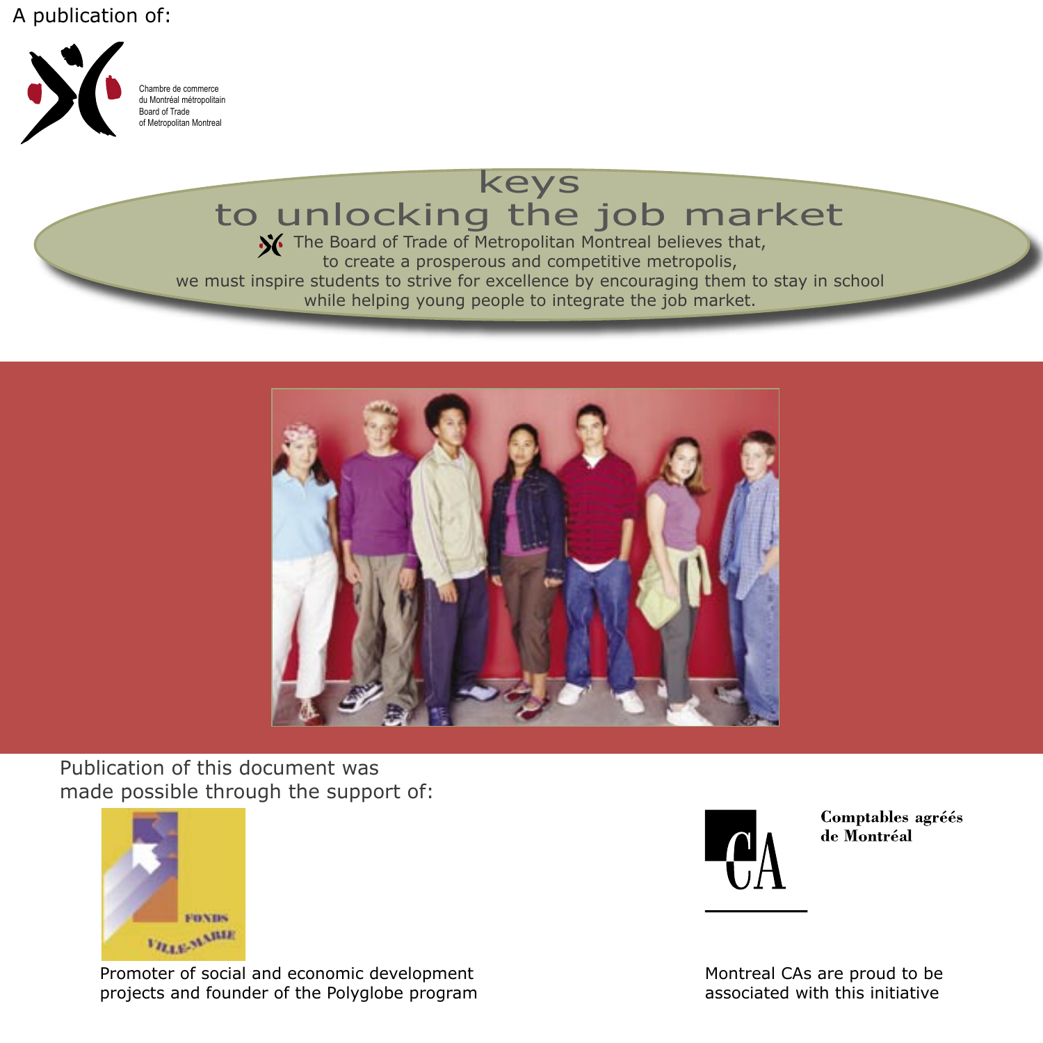A publication of:

Chambre de commerce
du Montréal métropolitain
Board of Trade
of Metropolitan Montreal

# keys to unlocking the job market

The Board of Trade of Metropolitan Montreal believes that,
to create a prosperous and competitive metropolis,
we must inspire students to strive for excellence by encouraging them to stay in school
while helping young people to integrate the job market.

Publication of this document was
made possible through the support of:

FONDS VILLE-MARIE

Promoter of social and economic development
projects and founder of the Polyglobe program

CA

**Comptables agréés**
**de Montréal**

Montreal CAs are proud to be
associated with this initiative